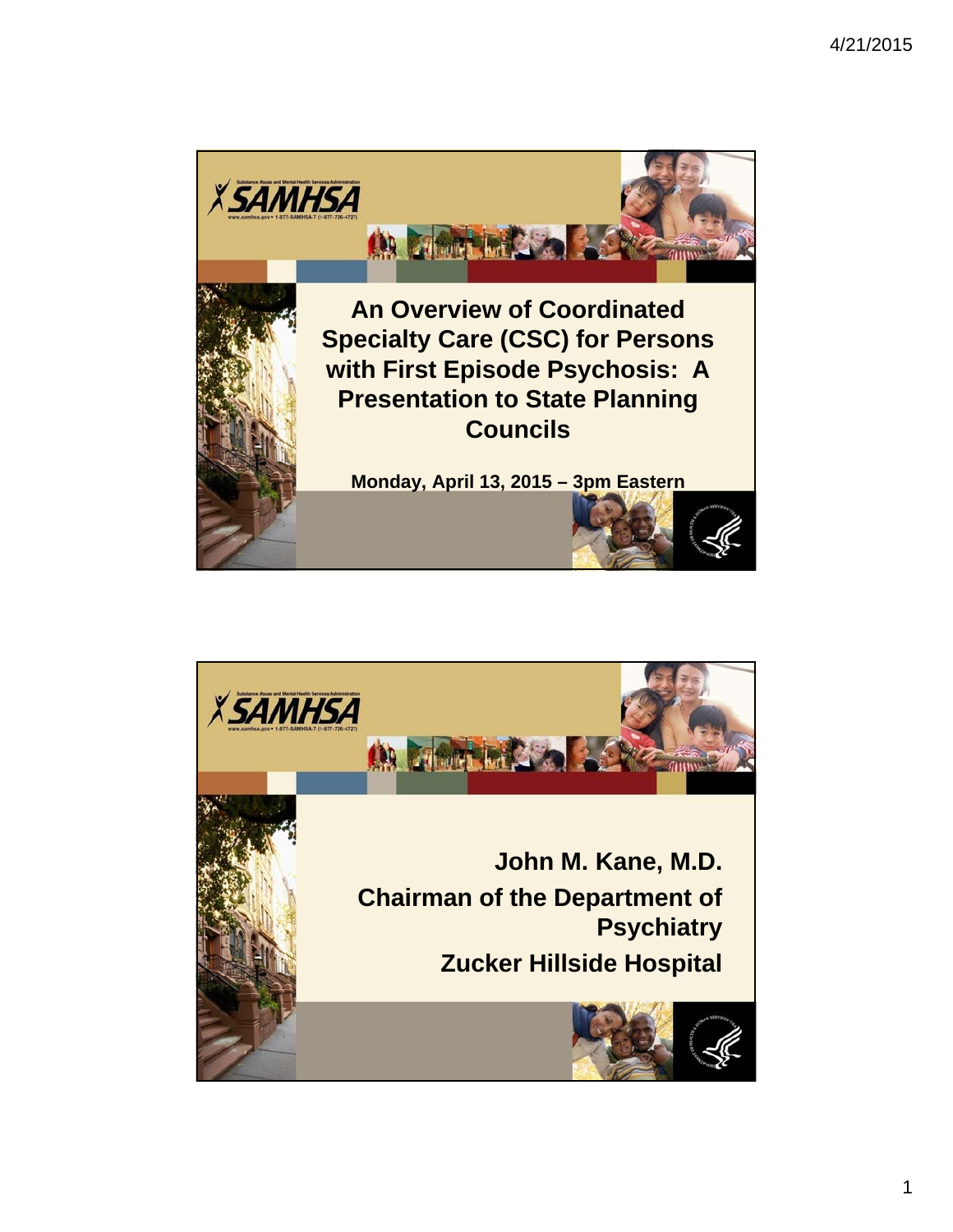# An Overview of Coordinated Specialty Care (CSC) for Persons with First Episode Psychosis: A Presentation to State Planning Councils

**Monday, April 13, 2015 – 3pm Eastern**

---

**John M. Kane, M.D.**

**Chairman of the Department of Psychiatry**

**Zucker Hillside Hospital**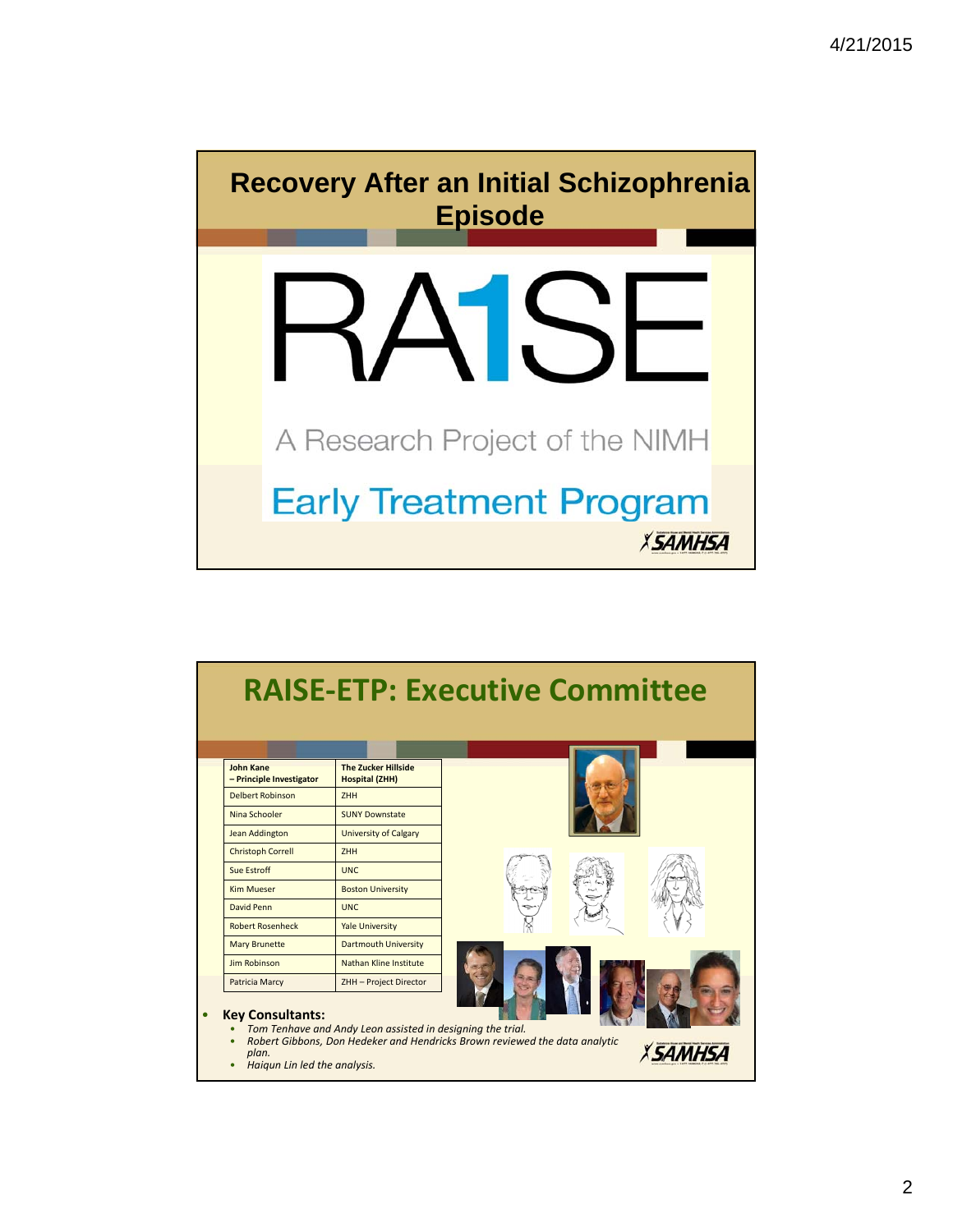## Recovery After an Initial Schizophrenia Episode

# RA1SE

A Research Project of the NIMH

Early Treatment Program

SAMHSA

## RAISE-ETP: Executive Committee

| John Kane – Principle Investigator | The Zucker Hillside Hospital (ZHH) |
|---|---|
| Delbert Robinson | ZHH |
| Nina Schooler | SUNY Downstate |
| Jean Addington | University of Calgary |
| Christoph Correll | ZHH |
| Sue Estroff | UNC |
| Kim Mueser | Boston University |
| David Penn | UNC |
| Robert Rosenheck | Yale University |
| Mary Brunette | Dartmouth University |
| Jim Robinson | Nathan Kline Institute |
| Patricia Marcy | ZHH – Project Director |

- **Key Consultants:**
  - *Tom Tenhave and Andy Leon assisted in designing the trial.*
  - *Robert Gibbons, Don Hedeker and Hendricks Brown reviewed the data analytic plan.*
  - *Haiqun Lin led the analysis.*

SAMHSA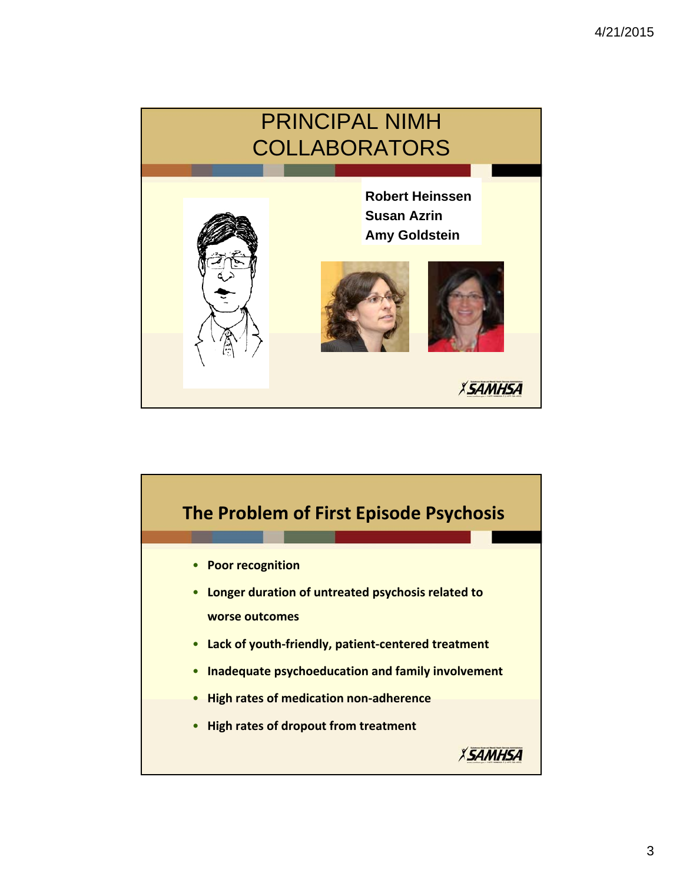## PRINCIPAL NIMH COLLABORATORS

**Robert Heinssen**
**Susan Azrin**
**Amy Goldstein**

## The Problem of First Episode Psychosis

- **Poor recognition**
- **Longer duration of untreated psychosis related to worse outcomes**
- **Lack of youth-friendly, patient-centered treatment**
- **Inadequate psychoeducation and family involvement**
- **High rates of medication non-adherence**
- **High rates of dropout from treatment**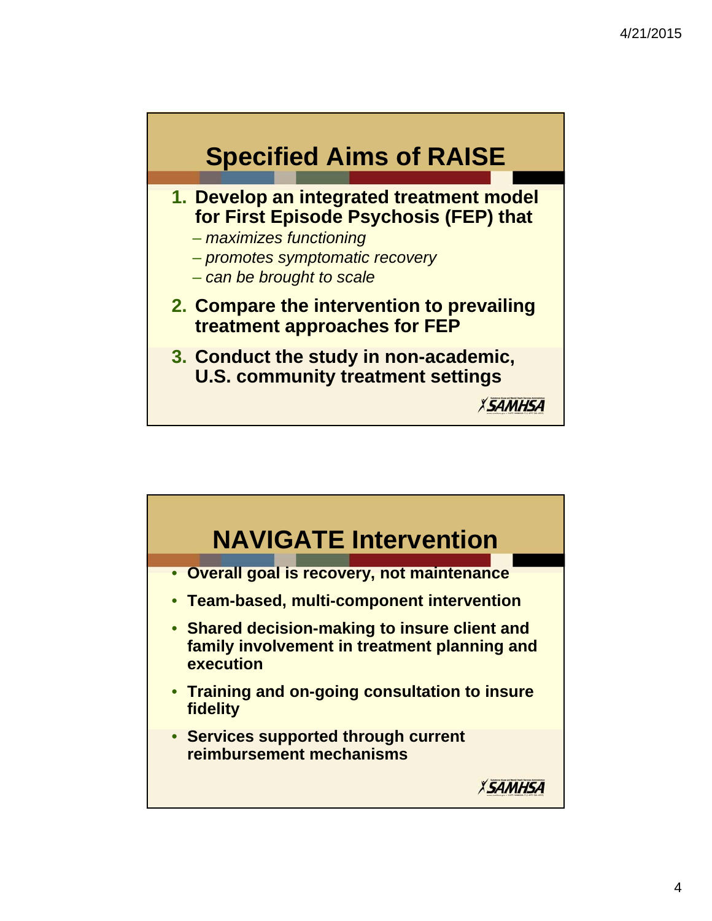## Specified Aims of RISE

Wait—correct title below.

## Specified Aims of RAISE

1. **Develop an integrated treatment model for First Episode Psychosis (FEP) that**
   - *maximizes functioning*
   - *promotes symptomatic recovery*
   - *can be brought to scale*
2. **Compare the intervention to prevailing treatment approaches for FEP**
3. **Conduct the study in non-academic, U.S. community treatment settings**

## NAVIGATE Intervention

- **Overall goal is recovery, not maintenance**
- **Team-based, multi-component intervention**
- **Shared decision-making to insure client and family involvement in treatment planning and execution**
- **Training and on-going consultation to insure fidelity**
- **Services supported through current reimbursement mechanisms**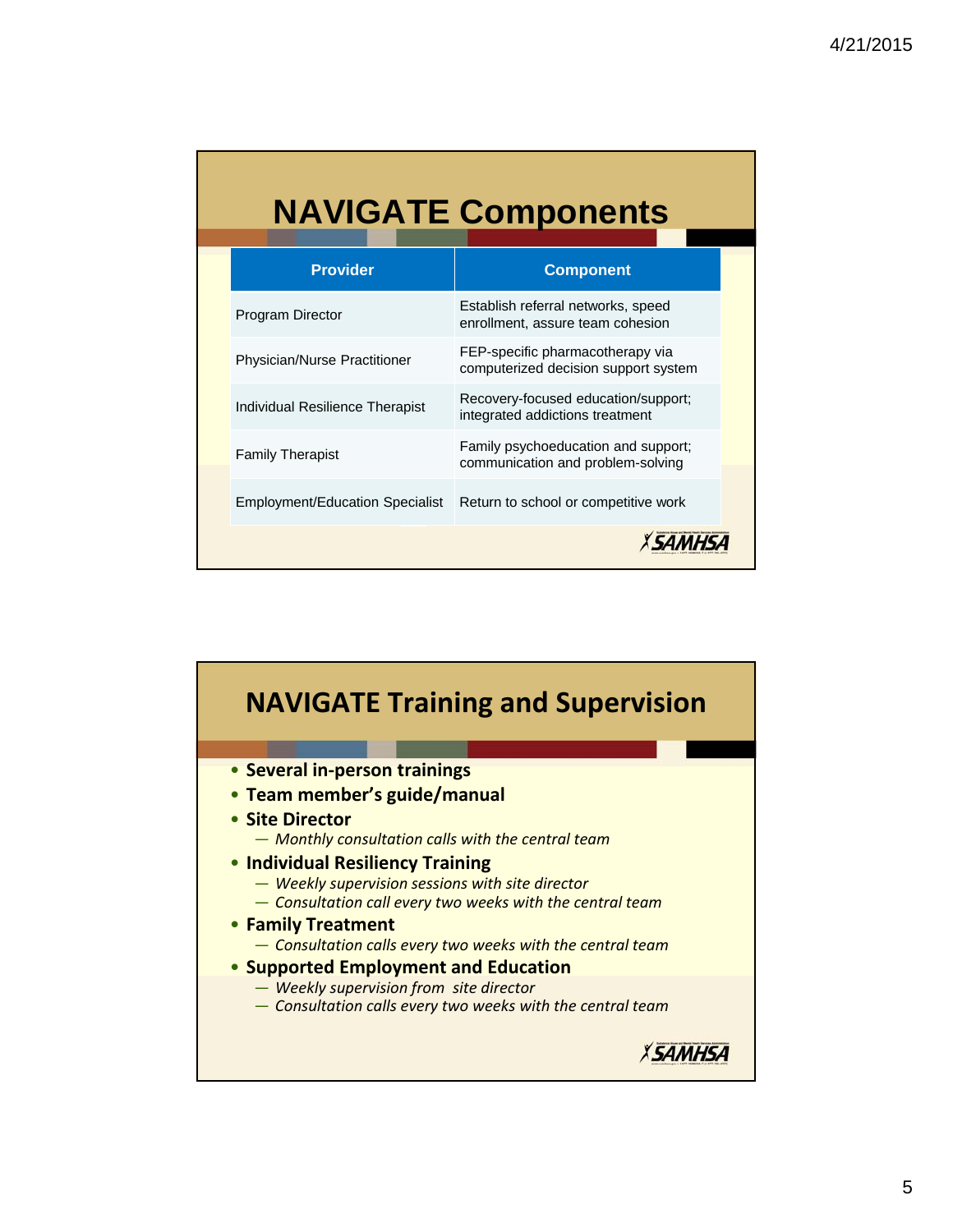## NAVIGATE Components

| Provider | Component |
| --- | --- |
| Program Director | Establish referral networks, speed enrollment, assure team cohesion |
| Physician/Nurse Practitioner | FEP-specific pharmacotherapy via computerized decision support system |
| Individual Resilience Therapist | Recovery-focused education/support; integrated addictions treatment |
| Family Therapist | Family psychoeducation and support; communication and problem-solving |
| Employment/Education Specialist | Return to school or competitive work |

## NAVIGATE Training and Supervision

- **Several in-person trainings**
- **Team member's guide/manual**
- **Site Director**
  - *Monthly consultation calls with the central team*
- **Individual Resiliency Training**
  - *Weekly supervision sessions with site director*
  - *Consultation call every two weeks with the central team*
- **Family Treatment**
  - *Consultation calls every two weeks with the central team*
- **Supported Employment and Education**
  - *Weekly supervision from site director*
  - *Consultation calls every two weeks with the central team*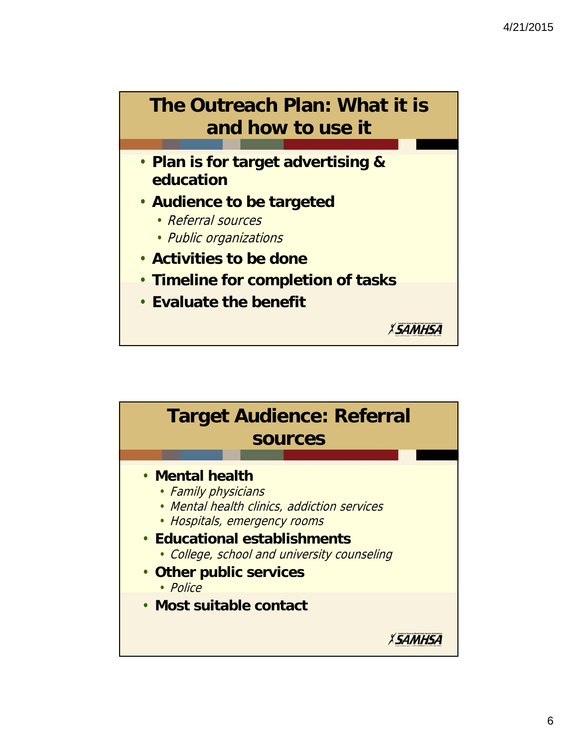## The Outreach Plan: What it is and how to use it

- **Plan is for target advertising & education**
- **Audience to be targeted**
  - *Referral sources*
  - *Public organizations*
- **Activities to be done**
- **Timeline for completion of tasks**
- **Evaluate the benefit**

## Target Audience: Referral sources

- **Mental health**
  - *Family physicians*
  - *Mental health clinics, addiction services*
  - *Hospitals, emergency rooms*
- **Educational establishments**
  - *College, school and university counseling*
- **Other public services**
  - *Police*
- **Most suitable contact**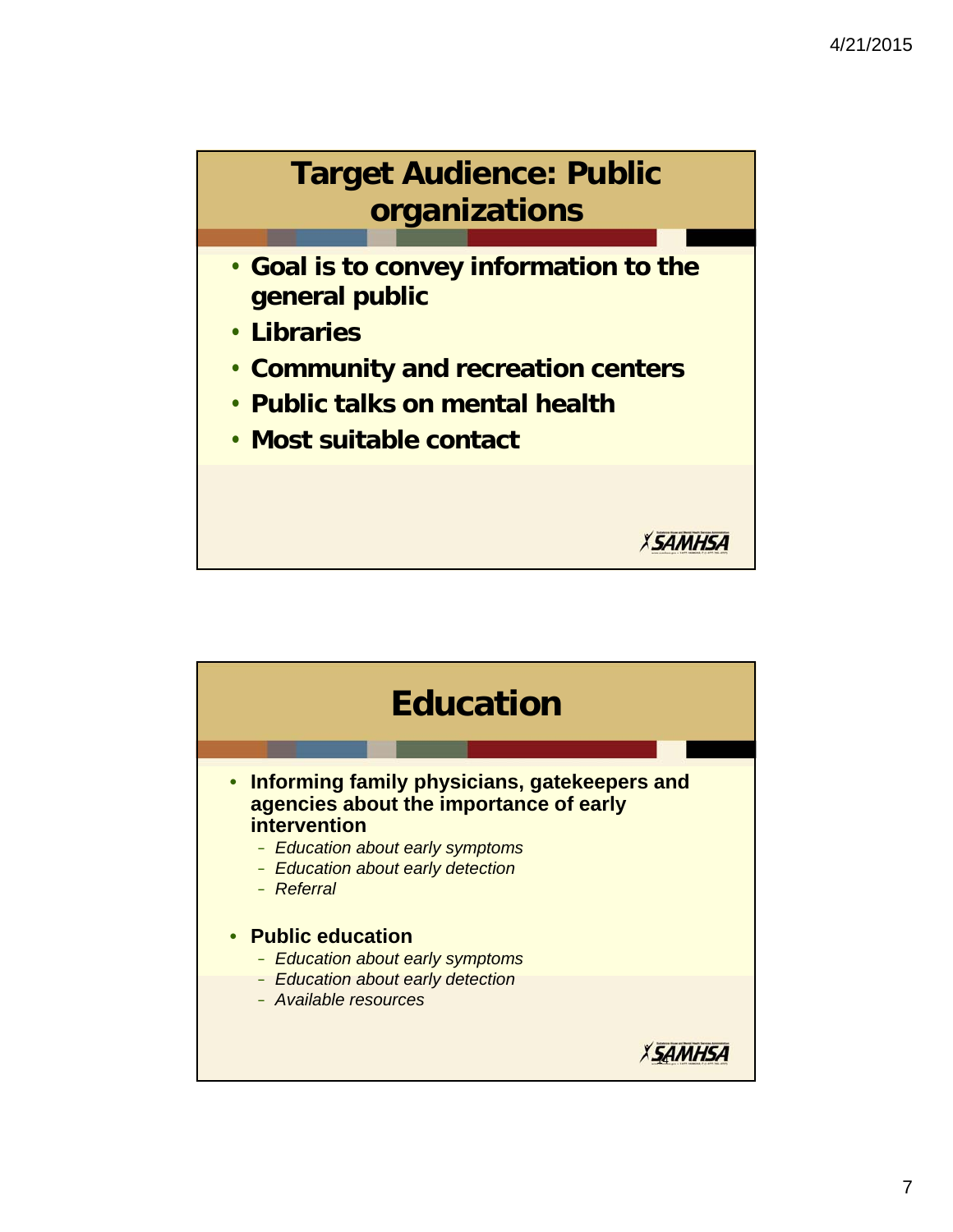## Target Audience: Public organizations

- Goal is to convey information to the general public
- Libraries
- Community and recreation centers
- Public talks on mental health
- Most suitable contact

## Education

- **Informing family physicians, gatekeepers and agencies about the importance of early intervention**
  - *Education about early symptoms*
  - *Education about early detection*
  - *Referral*
- **Public education**
  - *Education about early symptoms*
  - *Education about early detection*
  - *Available resources*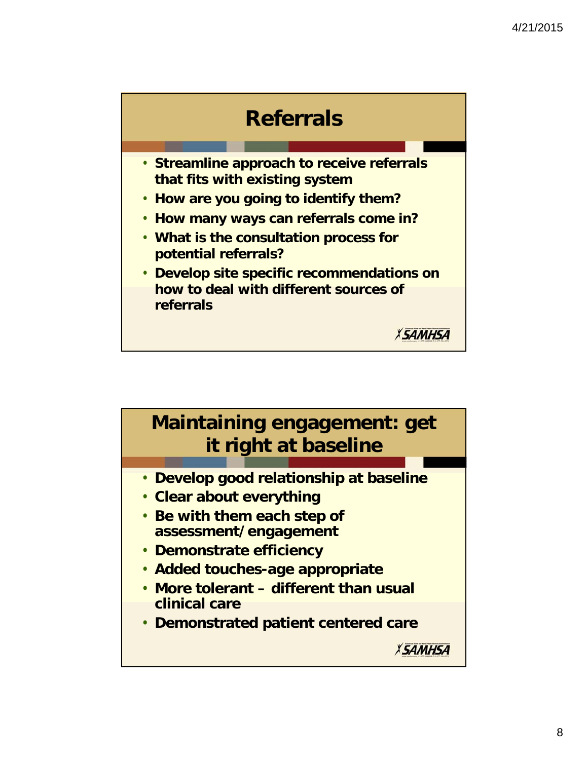## Referrals

- Streamline approach to receive referrals that fits with existing system
- How are you going to identify them?
- How many ways can referrals come in?
- What is the consultation process for potential referrals?
- Develop site specific recommendations on how to deal with different sources of referrals

## Maintaining engagement: get it right at baseline

- Develop good relationship at baseline
- Clear about everything
- Be with them each step of assessment/engagement
- Demonstrate efficiency
- Added touches-age appropriate
- More tolerant – different than usual clinical care
- Demonstrated patient centered care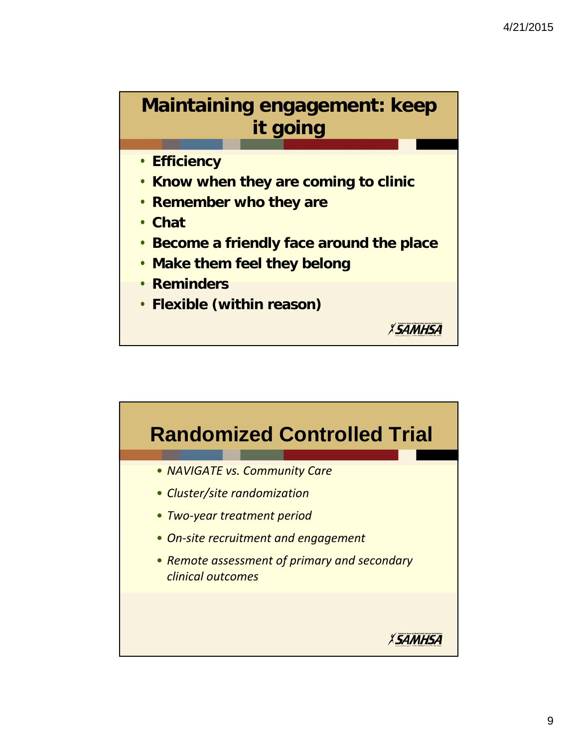## Maintaining engagement: keep it going

- **Efficiency**
- **Know when they are coming to clinic**
- **Remember who they are**
- **Chat**
- **Become a friendly face around the place**
- **Make them feel they belong**
- **Reminders**
- **Flexible (within reason)**

## Randomized Controlled Trial

- *NAVIGATE vs. Community Care*
- *Cluster/site randomization*
- *Two-year treatment period*
- *On-site recruitment and engagement*
- *Remote assessment of primary and secondary clinical outcomes*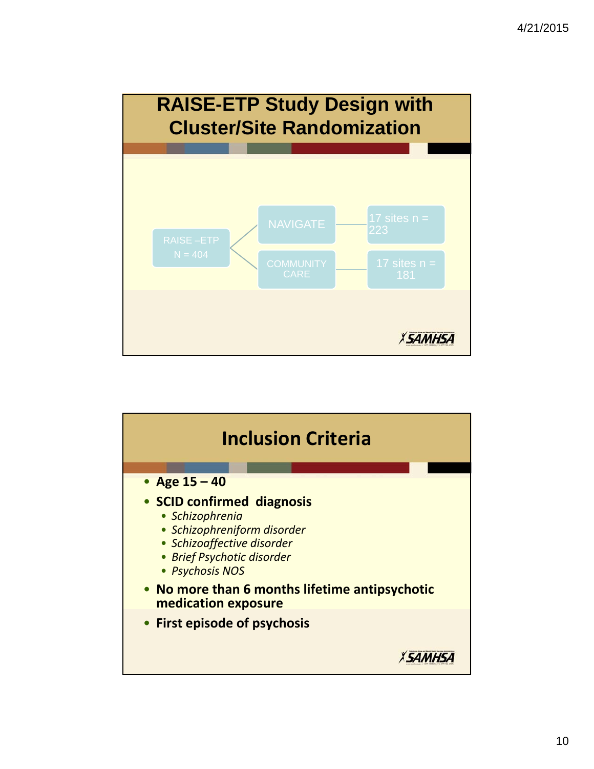# RAISE-ETP Study Design with Cluster/Site Randomization

- RAISE –ETP N = 404
  - NAVIGATE — 17 sites n = 223
  - COMMUNITY CARE — 17 sites n = 181

# Inclusion Criteria

- **Age 15 – 40**
- **SCID confirmed diagnosis**
  - *Schizophrenia*
  - *Schizophreniform disorder*
  - *Schizoaffective disorder*
  - *Brief Psychotic disorder*
  - *Psychosis NOS*
- **No more than 6 months lifetime antipsychotic medication exposure**
- **First episode of psychosis**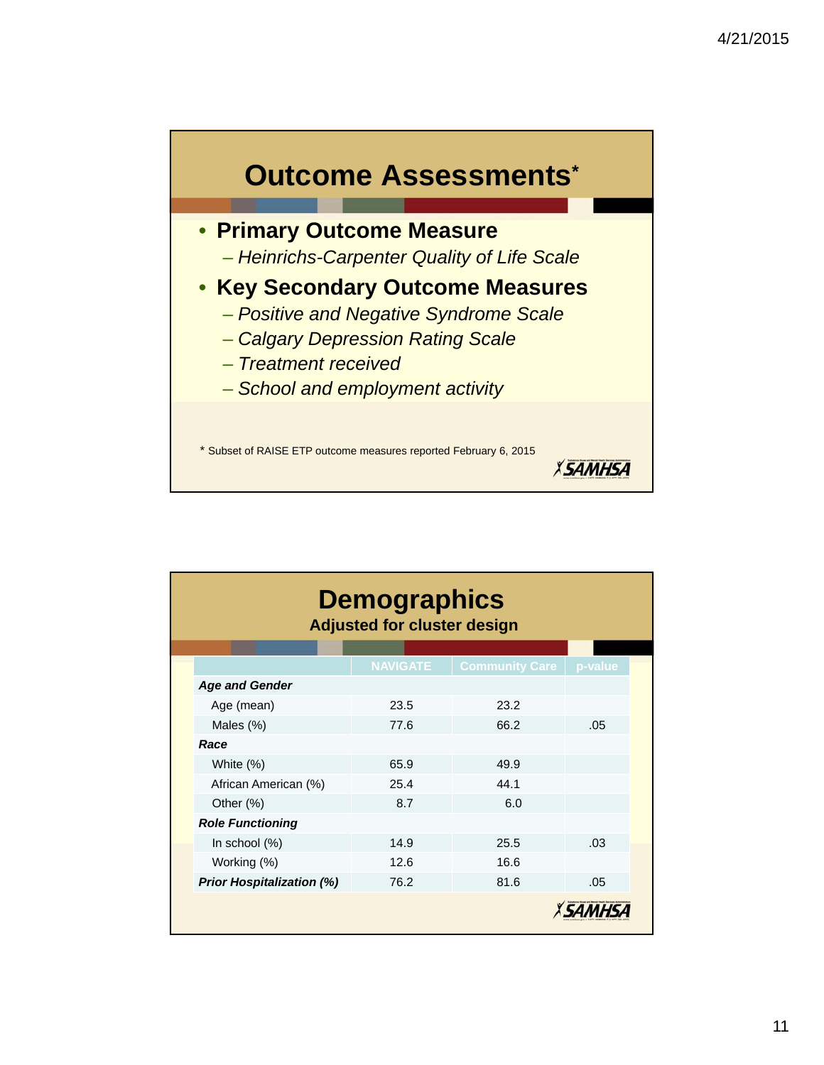# Outcome Assessments*

- **Primary Outcome Measure**
  - *Heinrichs-Carpenter Quality of Life Scale*
- **Key Secondary Outcome Measures**
  - *Positive and Negative Syndrome Scale*
  - *Calgary Depression Rating Scale*
  - *Treatment received*
  - *School and employment activity*

\* Subset of RAISE ETP outcome measures reported February 6, 2015

# Demographics

**Adjusted for cluster design**

| | NAVIGATE | Community Care | p-value |
|---|---|---|---|
| ***Age and Gender*** | | | |
| Age (mean) | 23.5 | 23.2 | |
| Males (%) | 77.6 | 66.2 | .05 |
| ***Race*** | | | |
| White (%) | 65.9 | 49.9 | |
| African American (%) | 25.4 | 44.1 | |
| Other (%) | 8.7 | 6.0 | |
| ***Role Functioning*** | | | |
| In school (%) | 14.9 | 25.5 | .03 |
| Working (%) | 12.6 | 16.6 | |
| ***Prior Hospitalization (%)*** | 76.2 | 81.6 | .05 |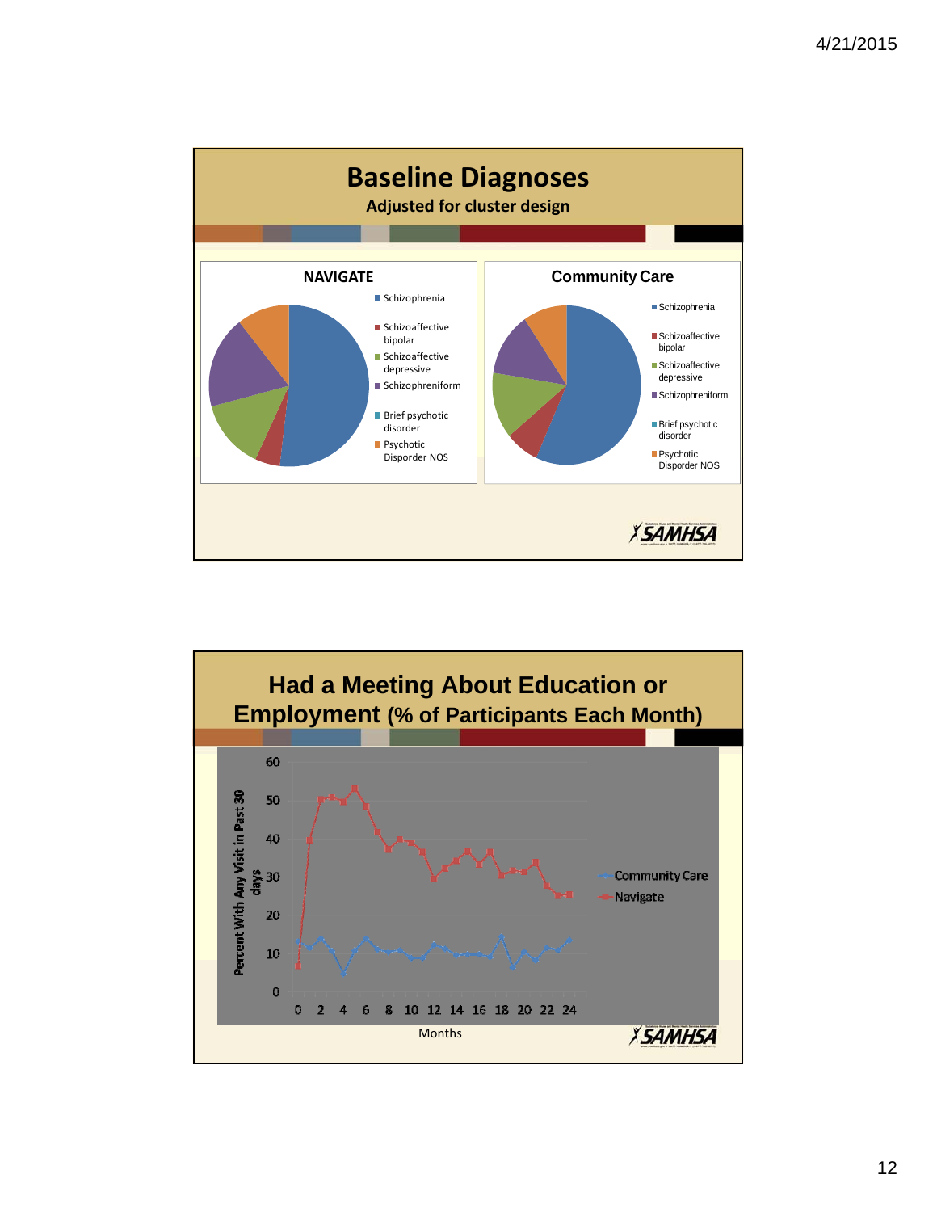# Baseline Diagnoses

**Adjusted for cluster design**

**NAVIGATE**

- Schizophrenia
- Schizoaffective bipolar
- Schizoaffective depressive
- Schizophreniform
- Brief psychotic disorder
- Psychotic Disporder NOS

**Community Care**

- Schizophrenia
- Schizoaffective bipolar
- Schizoaffective depressive
- Schizophreniform
- Brief psychotic disorder
- Psychotic Disporder NOS

SAMHSA

# Had a Meeting About Education or Employment (% of Participants Each Month)

Percent With Any Visit in Past 30 days

Months

- Community Care
- Navigate

SAMHSA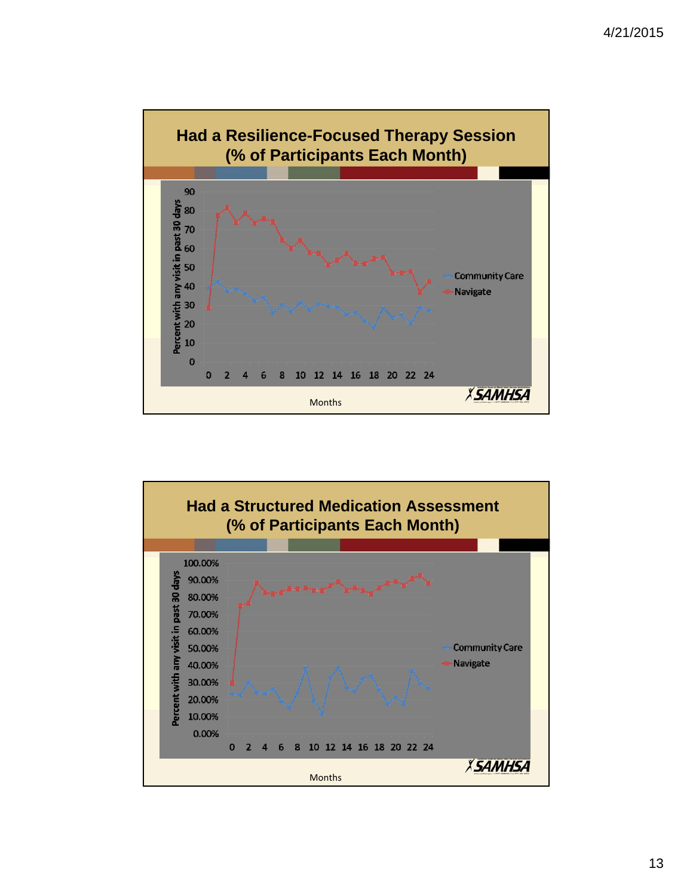## Had a Resilience-Focused Therapy Session (% of Participants Each Month)

Percent with any visit in past 30 days

90, 80, 70, 60, 50, 40, 30, 20, 10, 0

0 2 4 6 8 10 12 14 16 18 20 22 24

Months

Community Care

Navigate

SAMHSA

## Had a Structured Medication Assessment (% of Participants Each Month)

Percent with any visit in past 30 days

100.00%, 90.00%, 80.00%, 70.00%, 60.00%, 50.00%, 40.00%, 30.00%, 20.00%, 10.00%, 0.00%

0 2 4 6 8 10 12 14 16 18 20 22 24

Months

Community Care

Navigate

SAMHSA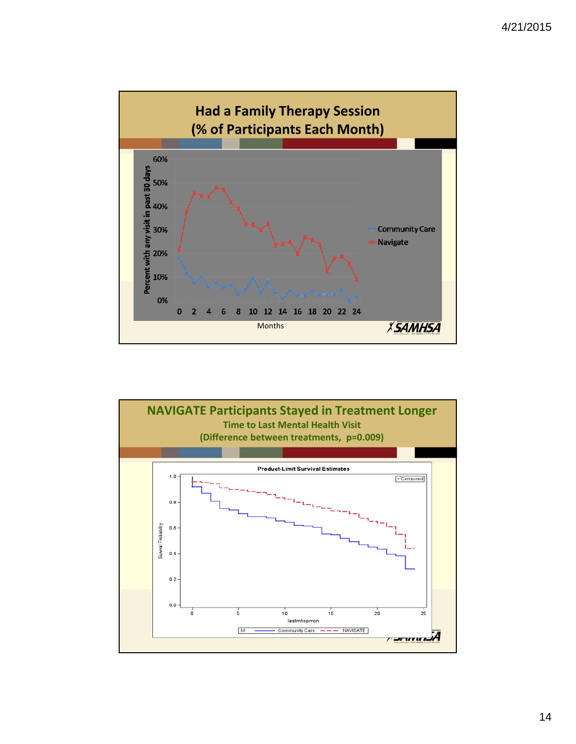## Had a Family Therapy Session (% of Participants Each Month)

Percent with any visit in past 30 days

60%
50%
40%
30%
20%
10%
0%

0 2 4 6 8 10 12 14 16 18 20 22 24

Months

Community Care

Navigate

## NAVIGATE Participants Stayed in Treatment Longer

### Time to Last Mental Health Visit

### (Difference between treatments, p=0.009)

Product-Limit Survival Estimates

Survival Probability

lastmhopmon

+ Censored

trt — Community Care - - - NAVIGATE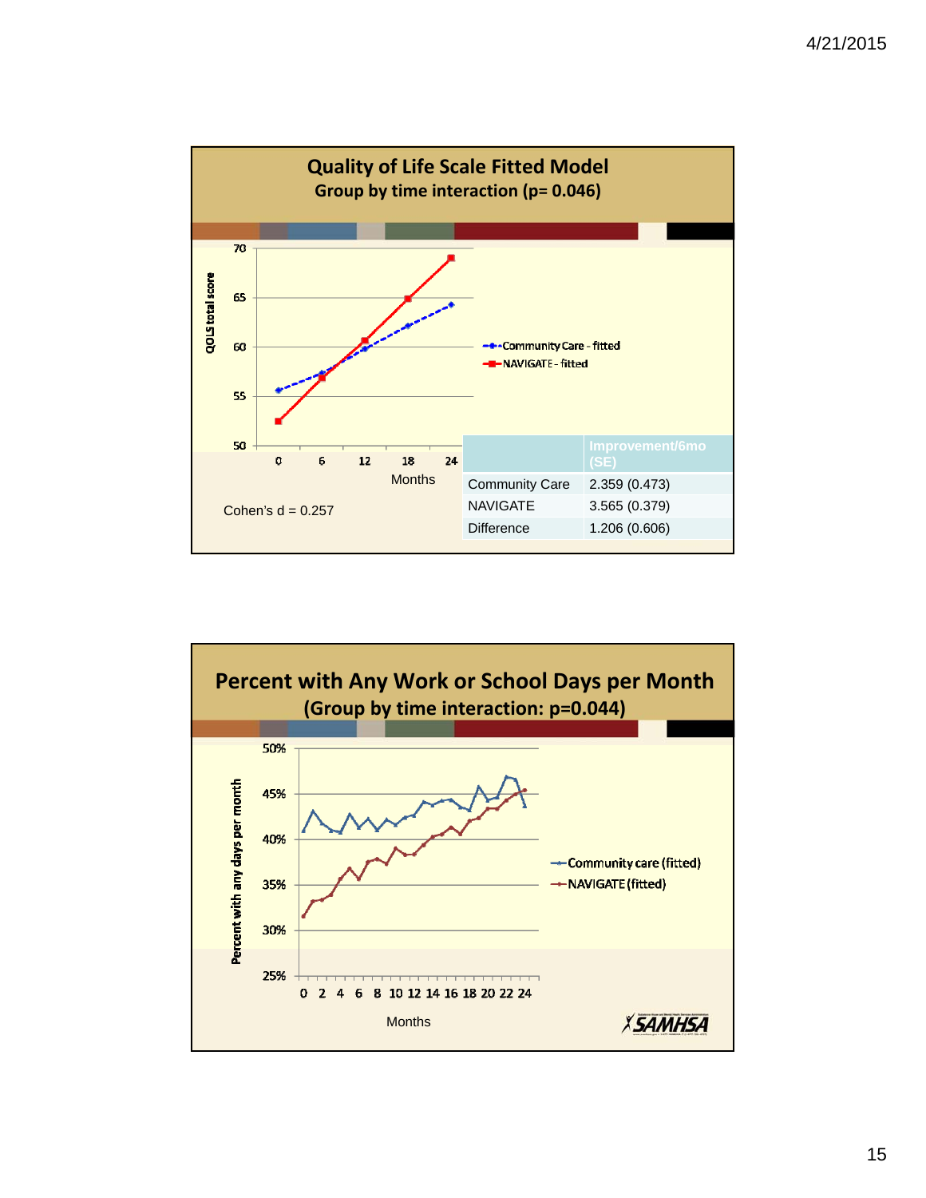## Quality of Life Scale Fitted Model

### Group by time interaction (p= 0.046)

Cohen's d = 0.257

| | Improvement/6mo (SE) |
|---|---|
| Community Care | 2.359 (0.473) |
| NAVIGATE | 3.565 (0.379) |
| Difference | 1.206 (0.606) |

## Percent with Any Work or School Days per Month

### (Group by time interaction: p=0.044)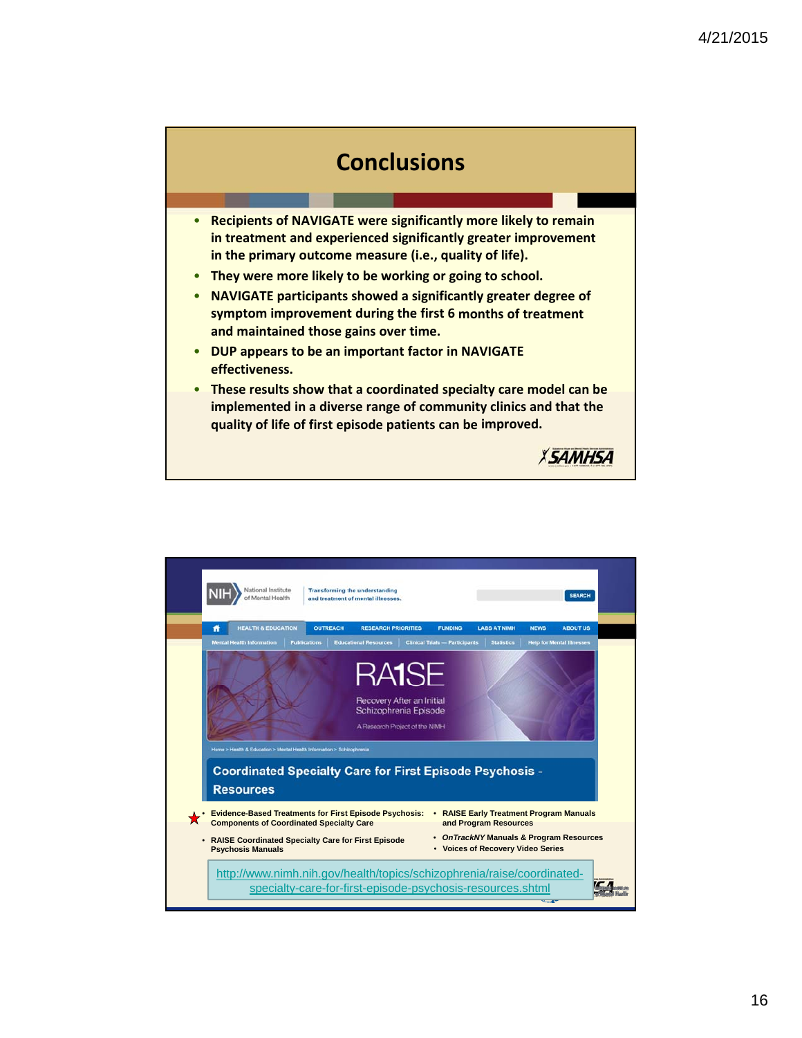# Conclusions

- Recipients of NAVIGATE were significantly more likely to remain in treatment and experienced significantly greater improvement in the primary outcome measure (i.e., quality of life).
- They were more likely to be working or going to school.
- NAVIGATE participants showed a significantly greater degree of symptom improvement during the first 6 months of treatment and maintained those gains over time.
- DUP appears to be an important factor in NAVIGATE effectiveness.
- These results show that a coordinated specialty care model can be implemented in a diverse range of community clinics and that the quality of life of first episode patients can be improved.

SAMHSA

---

NIH National Institute of Mental Health — Transforming the understanding and treatment of mental illnesses.

RA1SE — Recovery After an Initial Schizophrenia Episode — A Research Project of the NIMH

Home > Health & Education > Mental Health Information > Schizophrenia

## Coordinated Specialty Care for First Episode Psychosis - Resources

- ★ Evidence-Based Treatments for First Episode Psychosis: Components of Coordinated Specialty Care
- RAISE Coordinated Specialty Care for First Episode Psychosis Manuals
- RAISE Early Treatment Program Manuals and Program Resources
- *OnTrackNY* Manuals & Program Resources
- Voices of Recovery Video Series

http://www.nimh.nih.gov/health/topics/schizophrenia/raise/coordinated-specialty-care-for-first-episode-psychosis-resources.shtml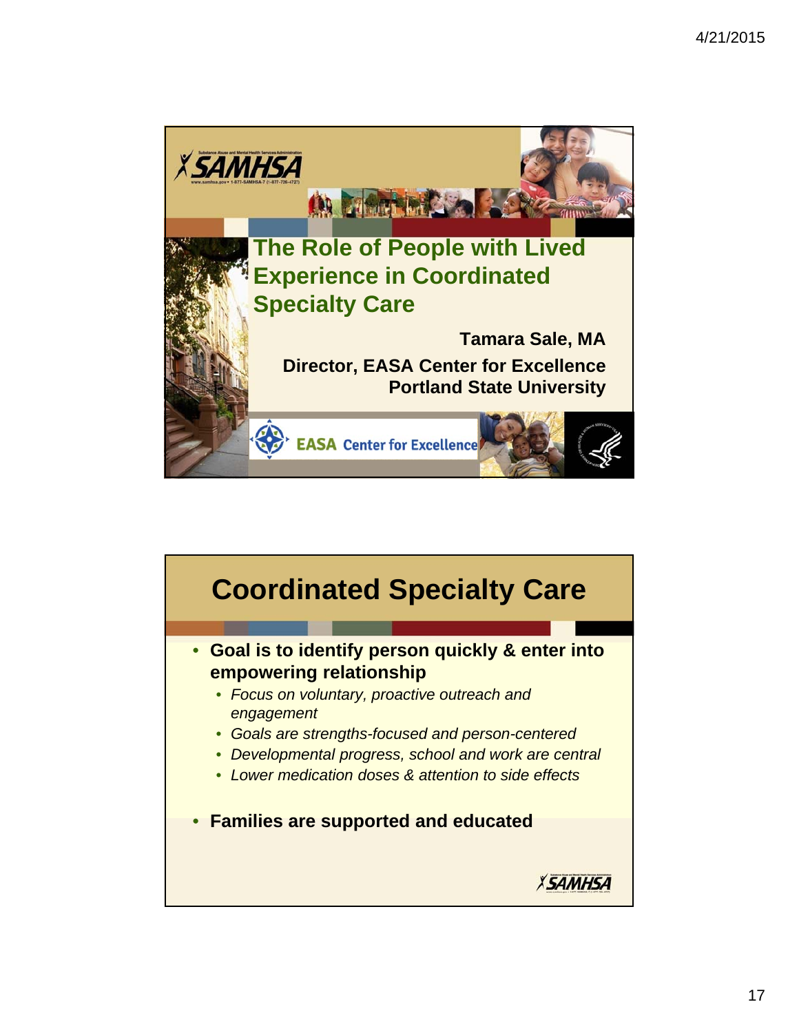# The Role of People with Lived Experience in Coordinated Specialty Care

**Tamara Sale, MA**

**Director, EASA Center for Excellence**
**Portland State University**

EASA Center for Excellence

## Coordinated Specialty Care

- **Goal is to identify person quickly & enter into empowering relationship**
  - *Focus on voluntary, proactive outreach and engagement*
  - *Goals are strengths-focused and person-centered*
  - *Developmental progress, school and work are central*
  - *Lower medication doses & attention to side effects*
- **Families are supported and educated**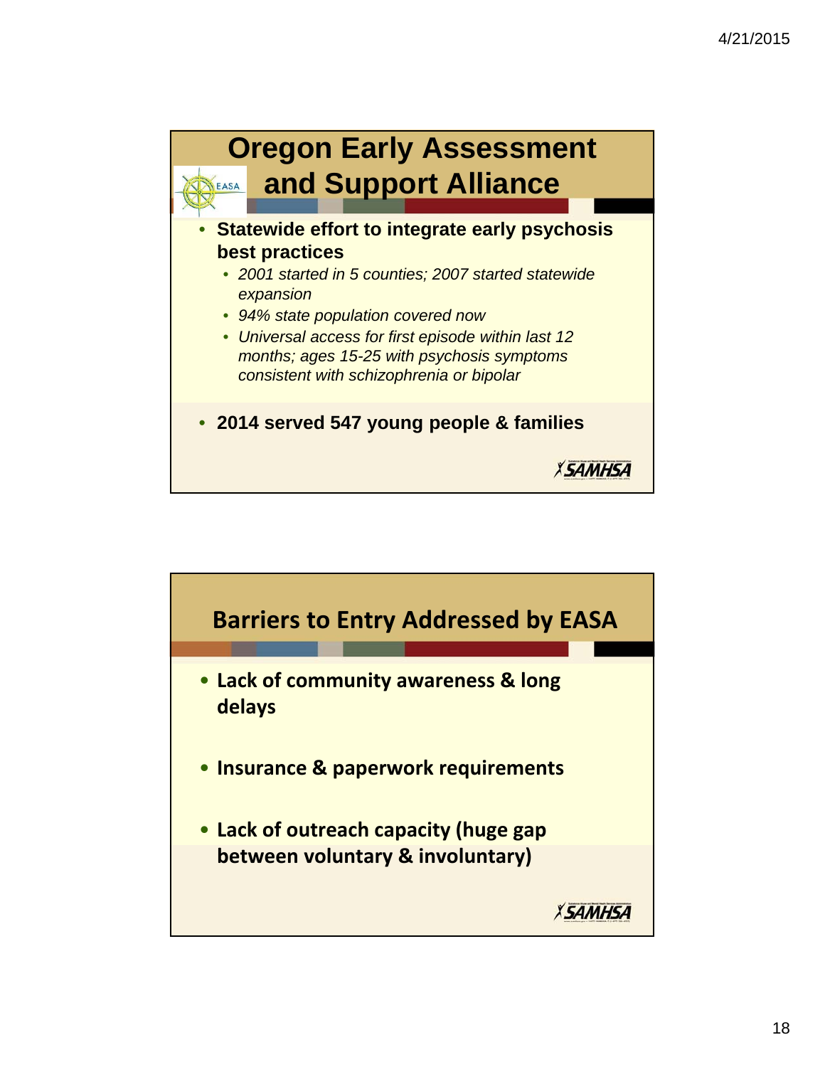## Oregon Early Assessment and Support Alliance

- **Statewide effort to integrate early psychosis best practices**
  - *2001 started in 5 counties; 2007 started statewide expansion*
  - *94% state population covered now*
  - *Universal access for first episode within last 12 months; ages 15-25 with psychosis symptoms consistent with schizophrenia or bipolar*
- **2014 served 547 young people & families**

## Barriers to Entry Addressed by EASA

- **Lack of community awareness & long delays**
- **Insurance & paperwork requirements**
- **Lack of outreach capacity (huge gap between voluntary & involuntary)**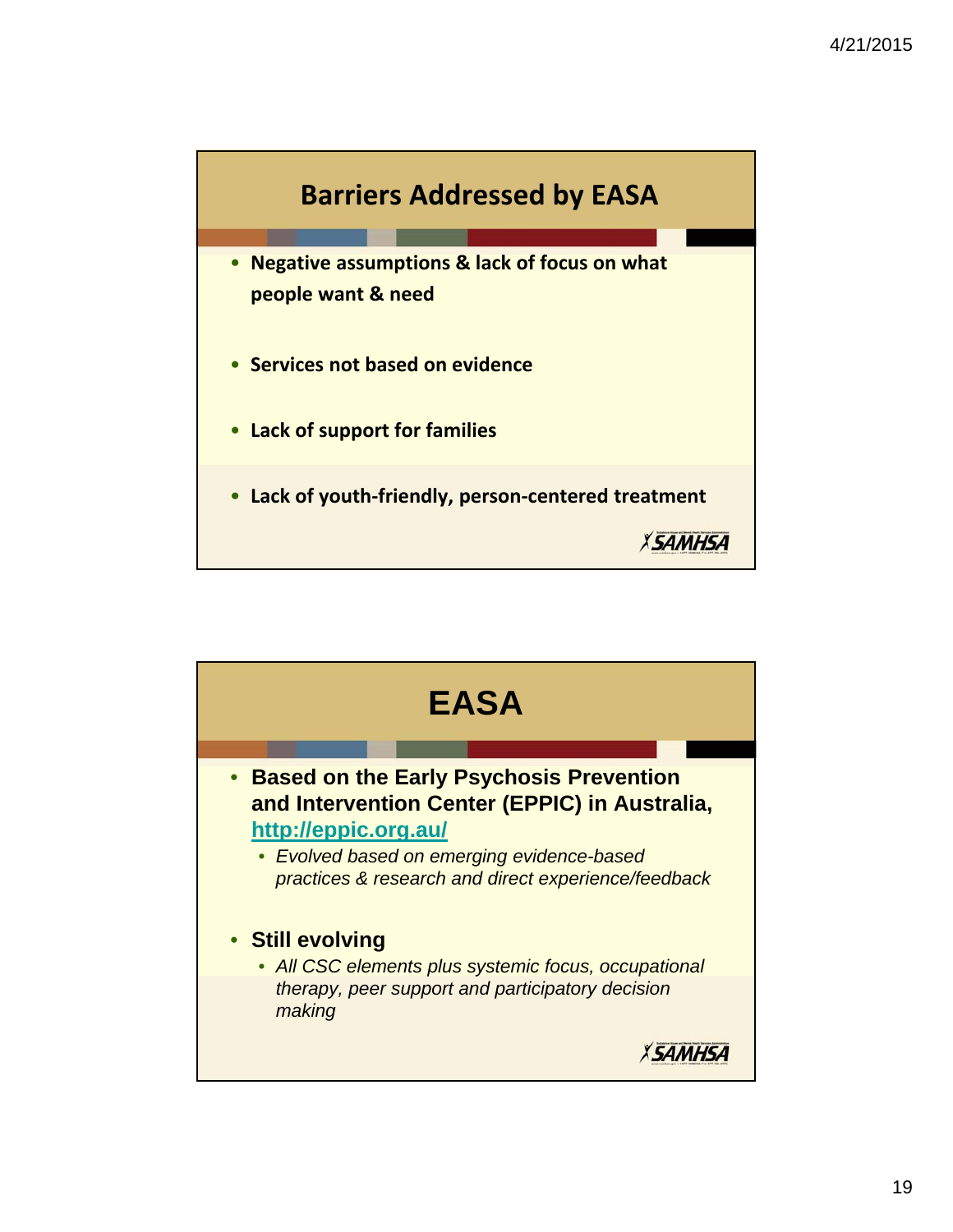## Barriers Addressed by EASA

- **Negative assumptions & lack of focus on what people want & need**
- **Services not based on evidence**
- **Lack of support for families**
- **Lack of youth-friendly, person-centered treatment**

## EASA

- **Based on the Early Psychosis Prevention and Intervention Center (EPPIC) in Australia, http://eppic.org.au/**
  - *Evolved based on emerging evidence-based practices & research and direct experience/feedback*
- **Still evolving**
  - *All CSC elements plus systemic focus, occupational therapy, peer support and participatory decision making*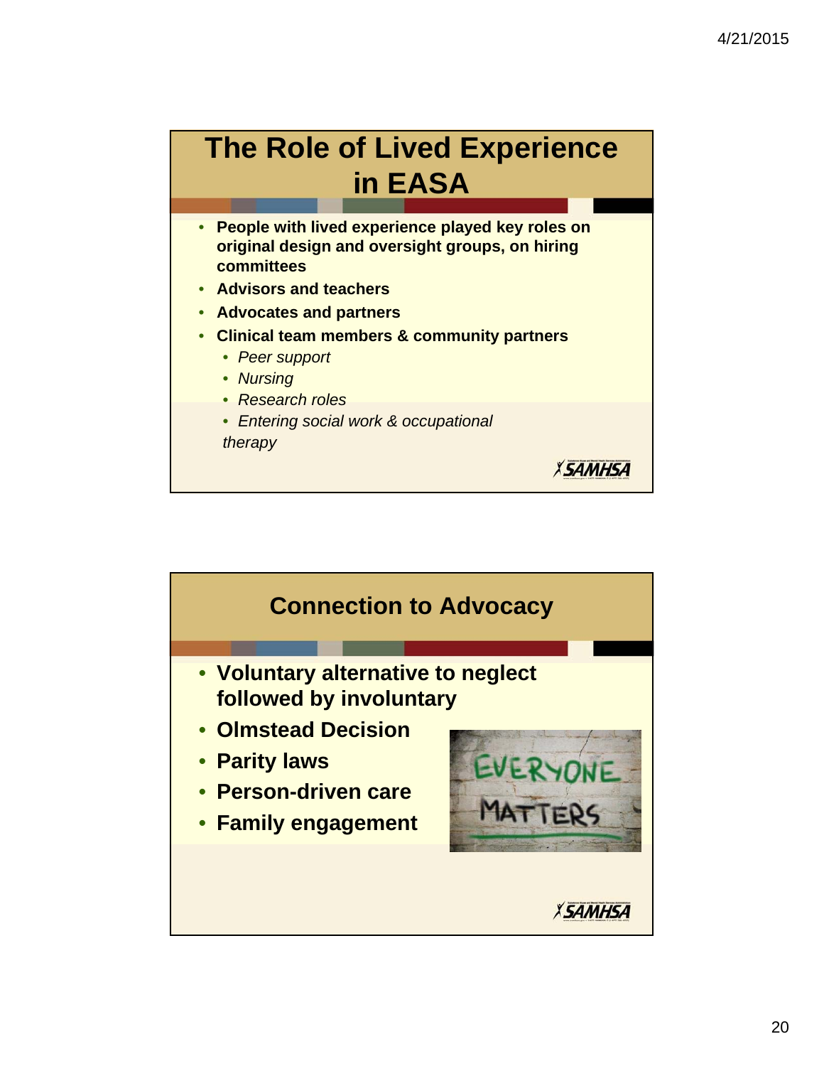# The Role of Lived Experience in EASA

- **People with lived experience played key roles on original design and oversight groups, on hiring committees**
- **Advisors and teachers**
- **Advocates and partners**
- **Clinical team members & community partners**
  - *Peer support*
  - *Nursing*
  - *Research roles*
  - *Entering social work & occupational therapy*

# Connection to Advocacy

- **Voluntary alternative to neglect followed by involuntary**
- **Olmstead Decision**
- **Parity laws**
- **Person-driven care**
- **Family engagement**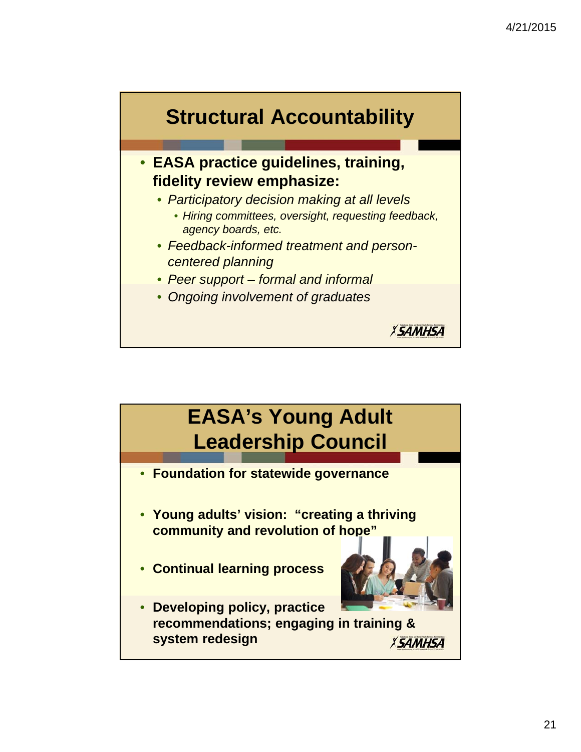## Structural Accountability

- **EASA practice guidelines, training, fidelity review emphasize:**
  - *Participatory decision making at all levels*
    - *Hiring committees, oversight, requesting feedback, agency boards, etc.*
  - *Feedback-informed treatment and person-centered planning*
  - *Peer support – formal and informal*
  - *Ongoing involvement of graduates*

## EASA's Young Adult Leadership Council

- **Foundation for statewide governance**
- **Young adults' vision: "creating a thriving community and revolution of hope"**
- **Continual learning process**
- **Developing policy, practice recommendations; engaging in training & system redesign**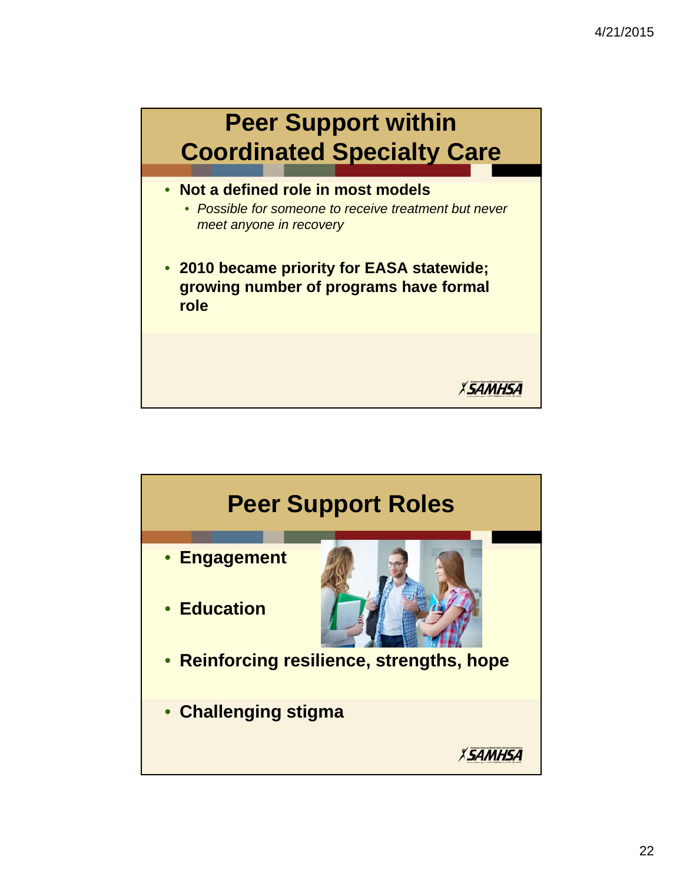## Peer Support within Coordinated Specialty Care

- **Not a defined role in most models**
  - *Possible for someone to receive treatment but never meet anyone in recovery*
- **2010 became priority for EASA statewide; growing number of programs have formal role**

## Peer Support Roles

- **Engagement**
- **Education**
- **Reinforcing resilience, strengths, hope**
- **Challenging stigma**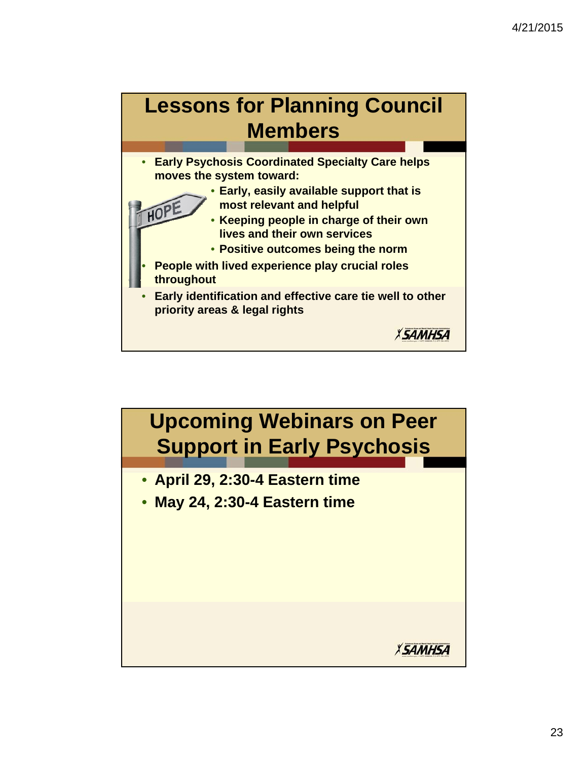# Lessons for Planning Council Members

- Early Psychosis Coordinated Specialty Care helps moves the system toward:
  - Early, easily available support that is most relevant and helpful
  - Keeping people in charge of their own lives and their own services
  - Positive outcomes being the norm
- People with lived experience play crucial roles throughout
- Early identification and effective care tie well to other priority areas & legal rights

# Upcoming Webinars on Peer Support in Early Psychosis

- April 29, 2:30-4 Eastern time
- May 24, 2:30-4 Eastern time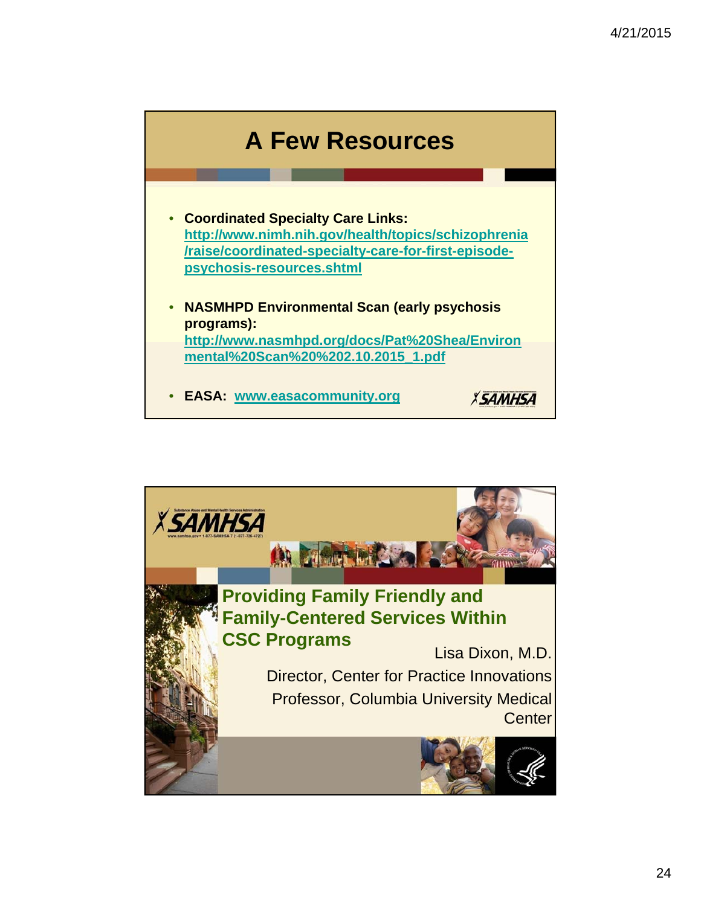## A Few Resources

- **Coordinated Specialty Care Links:** http://www.nimh.nih.gov/health/topics/schizophrenia/raise/coordinated-specialty-care-for-first-episode-psychosis-resources.shtml
- **NASMHPD Environmental Scan (early psychosis programs):** http://www.nasmhpd.org/docs/Pat%20Shea/Environmental%20Scan%20%202.10.2015_1.pdf
- **EASA:** www.easacommunity.org

## Providing Family Friendly and Family-Centered Services Within CSC Programs

Lisa Dixon, M.D.

Director, Center for Practice Innovations

Professor, Columbia University Medical Center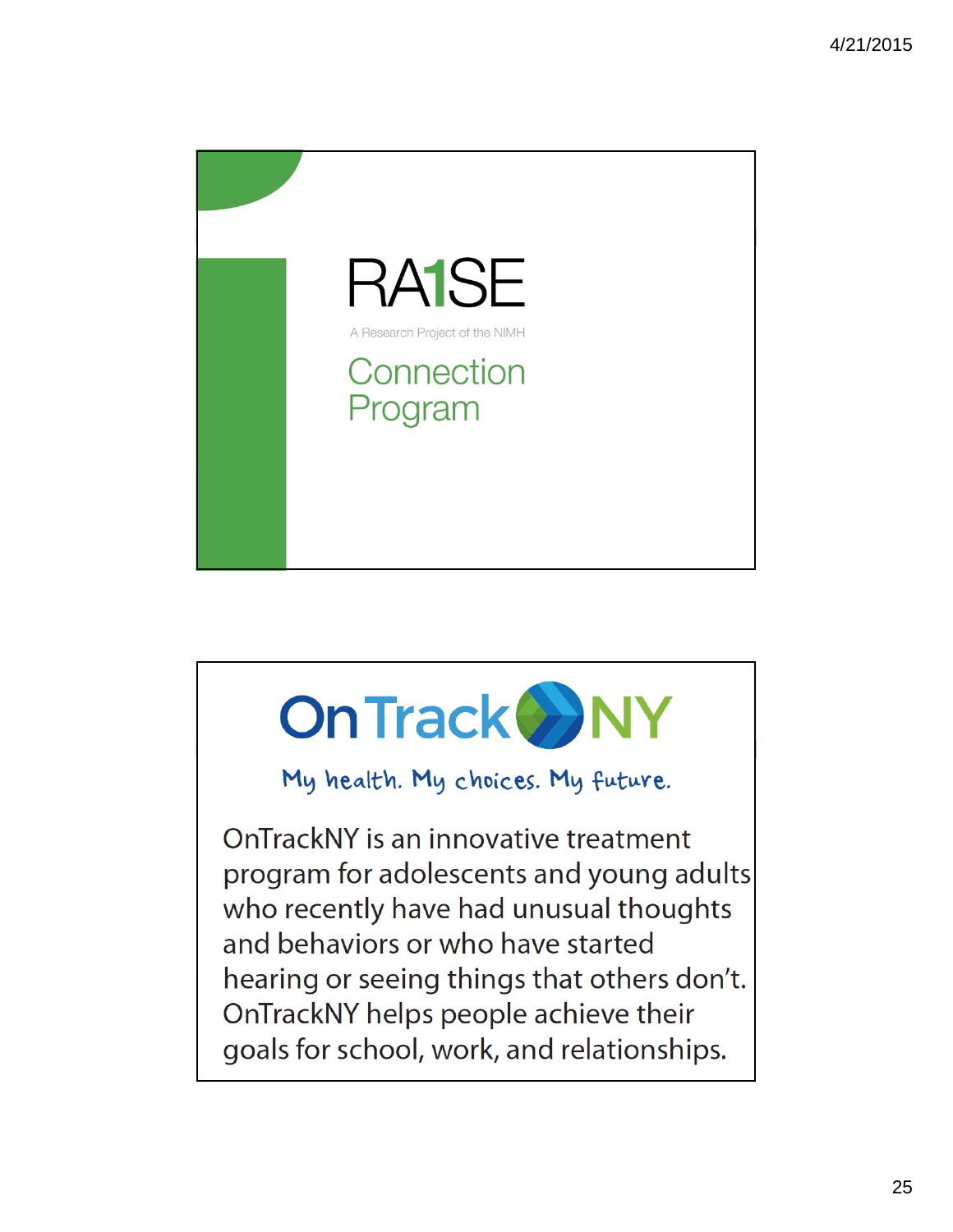# RA1SE

A Research Project of the NIMH

## Connection Program

---

# OnTrackNY

*My health. My choices. My future.*

OnTrackNY is an innovative treatment program for adolescents and young adults who recently have had unusual thoughts and behaviors or who have started hearing or seeing things that others don't. OnTrackNY helps people achieve their goals for school, work, and relationships.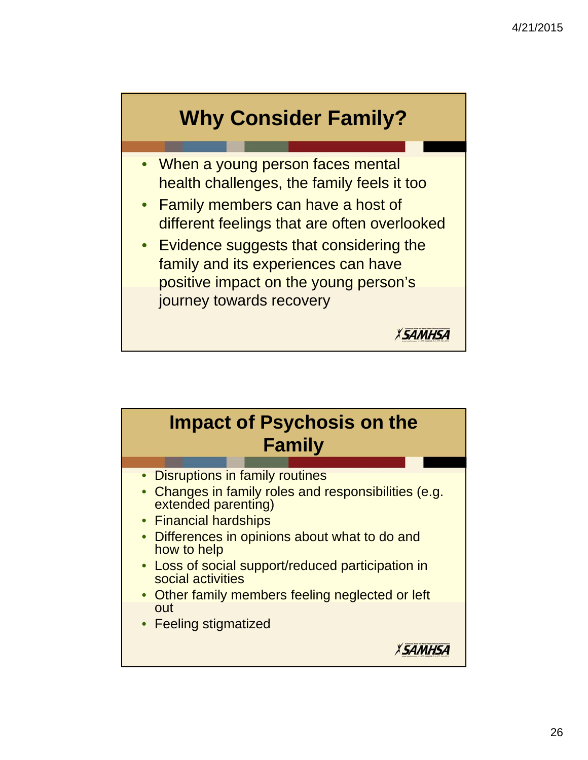## Why Consider Family?

- When a young person faces mental health challenges, the family feels it too
- Family members can have a host of different feelings that are often overlooked
- Evidence suggests that considering the family and its experiences can have positive impact on the young person's journey towards recovery

SAMHSA

## Impact of Psychosis on the Family

- Disruptions in family routines
- Changes in family roles and responsibilities (e.g. extended parenting)
- Financial hardships
- Differences in opinions about what to do and how to help
- Loss of social support/reduced participation in social activities
- Other family members feeling neglected or left out
- Feeling stigmatized

SAMHSA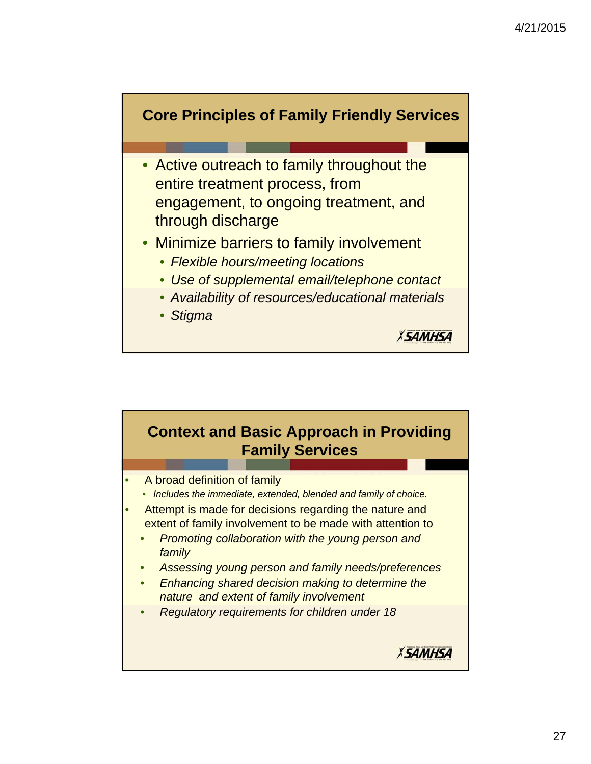## Core Principles of Family Friendly Services

- Active outreach to family throughout the entire treatment process, from engagement, to ongoing treatment, and through discharge
- Minimize barriers to family involvement
  - *Flexible hours/meeting locations*
  - *Use of supplemental email/telephone contact*
  - *Availability of resources/educational materials*
  - *Stigma*

## Context and Basic Approach in Providing Family Services

- A broad definition of family
  - *Includes the immediate, extended, blended and family of choice.*
- Attempt is made for decisions regarding the nature and extent of family involvement to be made with attention to
  - *Promoting collaboration with the young person and family*
  - *Assessing young person and family needs/preferences*
  - *Enhancing shared decision making to determine the nature and extent of family involvement*
  - *Regulatory requirements for children under 18*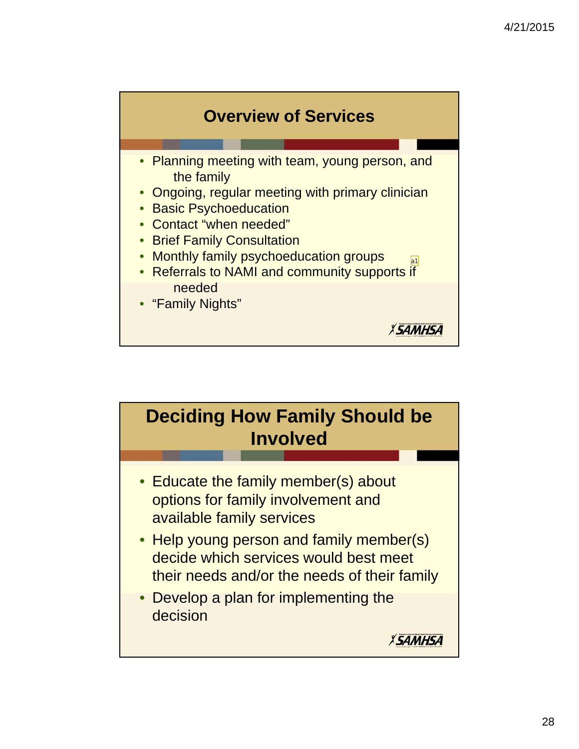## Overview of Services

- Planning meeting with team, young person, and the family
- Ongoing, regular meeting with primary clinician
- Basic Psychoeducation
- Contact "when needed"
- Brief Family Consultation
- Monthly family psychoeducation groups
- Referrals to NAMI and community supports if needed
- "Family Nights"

## Deciding How Family Should be Involved

- Educate the family member(s) about options for family involvement and available family services
- Help young person and family member(s) decide which services would best meet their needs and/or the needs of their family
- Develop a plan for implementing the decision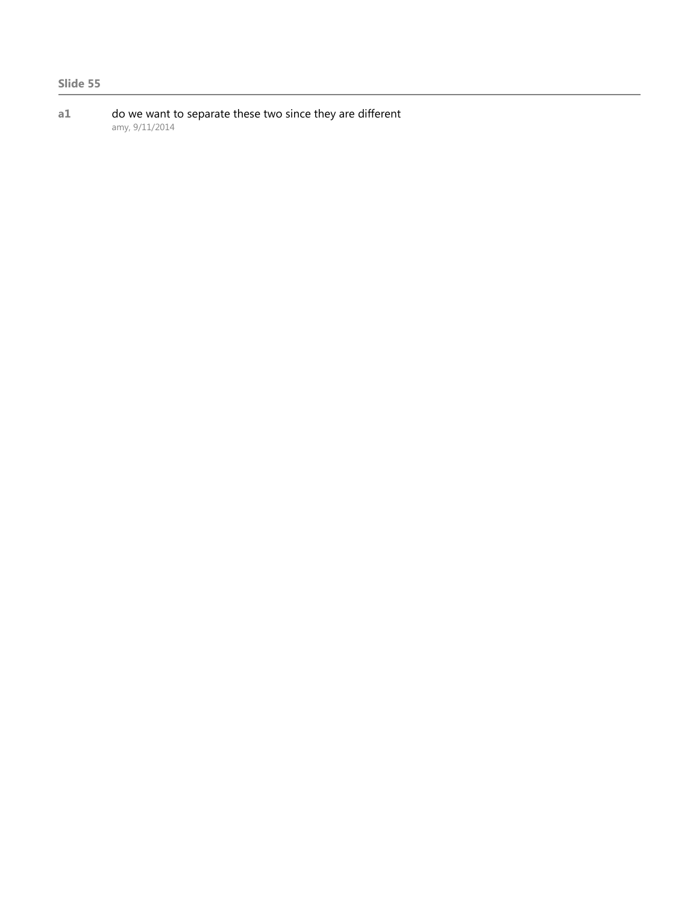**Slide 55**

---

**a1** do we want to separate these two since they are different
amy, 9/11/2014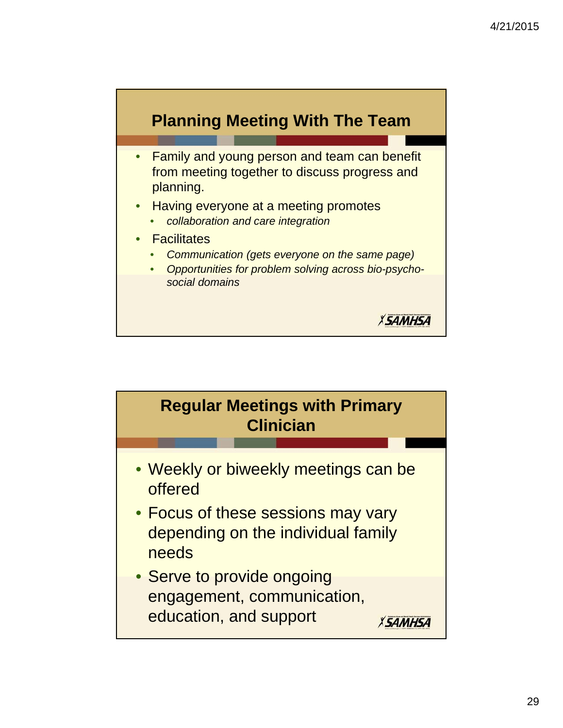## Planning Meeting With The Team

- Family and young person and team can benefit from meeting together to discuss progress and planning.
- Having everyone at a meeting promotes
  - *collaboration and care integration*
- Facilitates
  - *Communication (gets everyone on the same page)*
  - *Opportunities for problem solving across bio-psycho-social domains*

SAMHSA

## Regular Meetings with Primary Clinician

- Weekly or biweekly meetings can be offered
- Focus of these sessions may vary depending on the individual family needs
- Serve to provide ongoing engagement, communication, education, and support

SAMHSA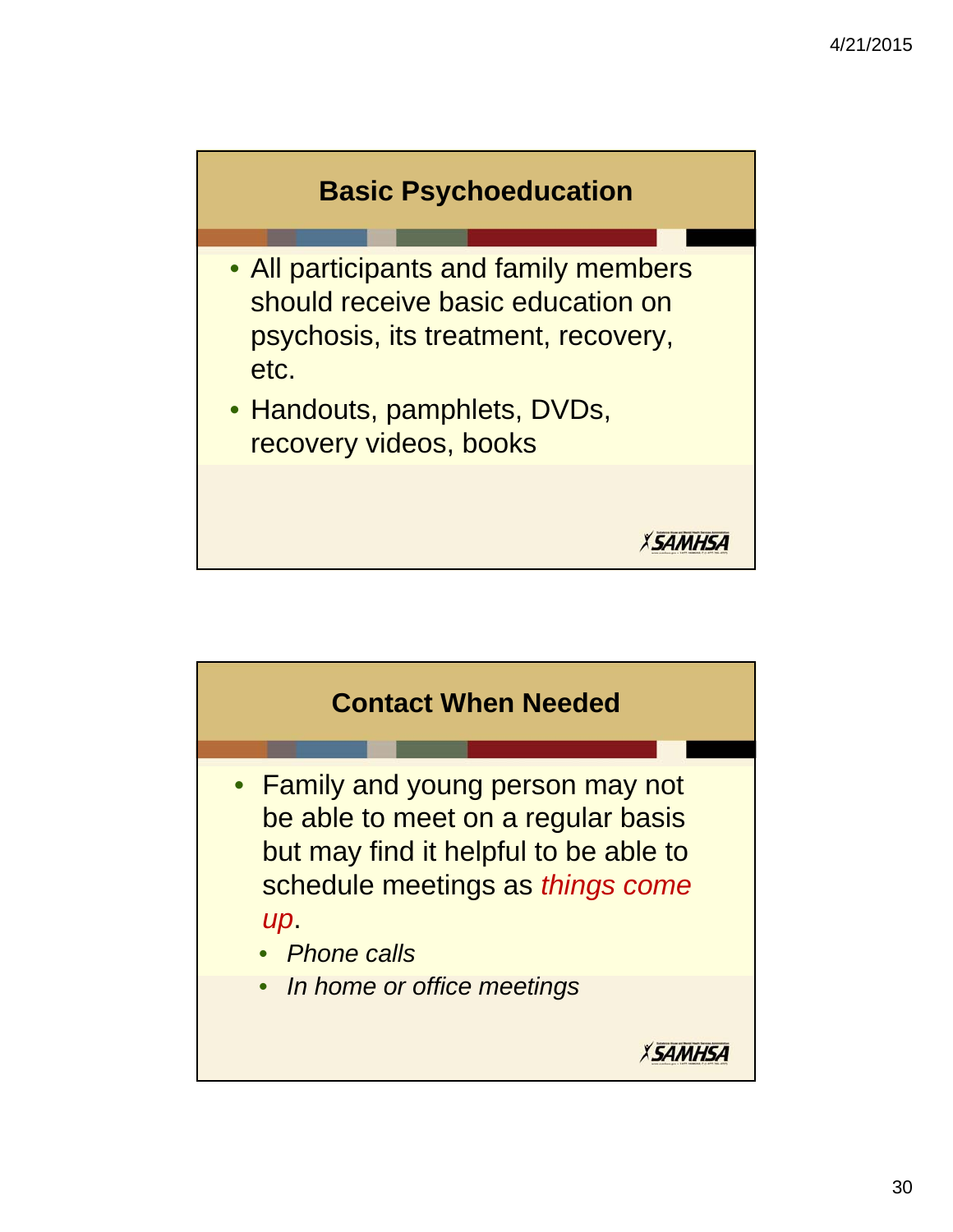## Basic Psychoeducation

- All participants and family members should receive basic education on psychosis, its treatment, recovery, etc.
- Handouts, pamphlets, DVDs, recovery videos, books

## Contact When Needed

- Family and young person may not be able to meet on a regular basis but may find it helpful to be able to schedule meetings as *things come up*.
  - *Phone calls*
  - *In home or office meetings*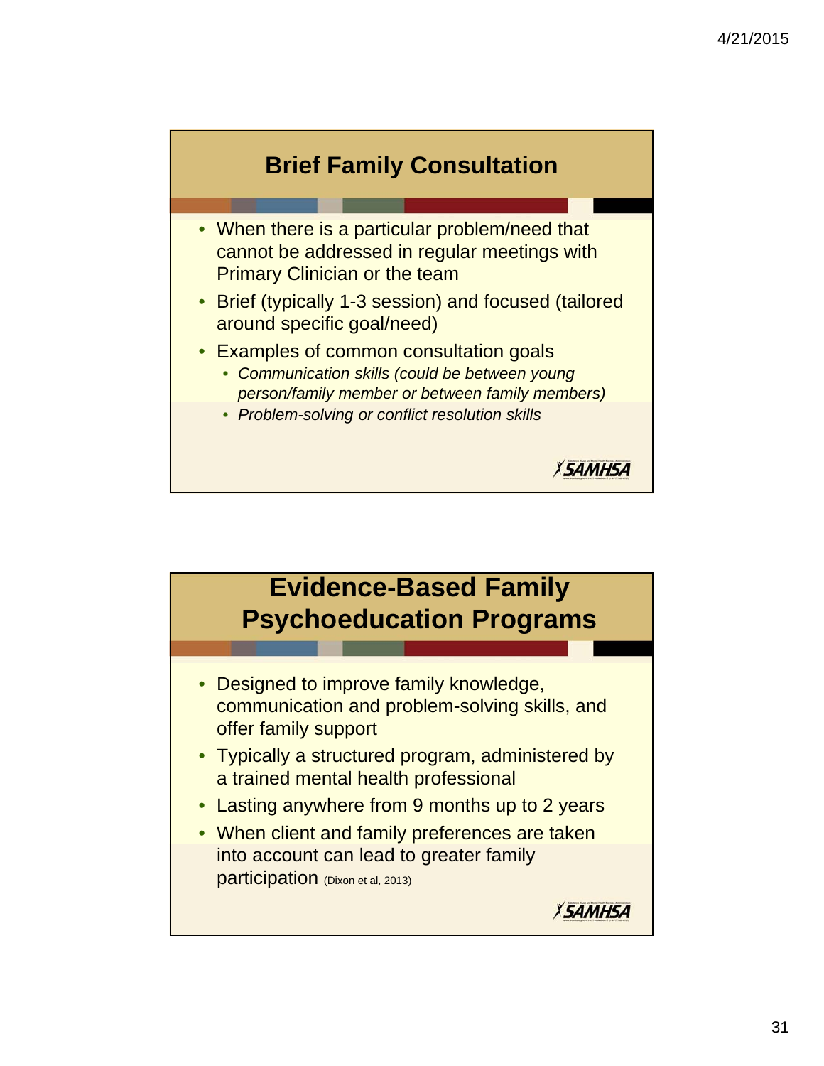## Brief Family Consultation

- When there is a particular problem/need that cannot be addressed in regular meetings with Primary Clinician or the team
- Brief (typically 1-3 session) and focused (tailored around specific goal/need)
- Examples of common consultation goals
  - *Communication skills (could be between young person/family member or between family members)*
  - *Problem-solving or conflict resolution skills*

## Evidence-Based Family Psychoeducation Programs

- Designed to improve family knowledge, communication and problem-solving skills, and offer family support
- Typically a structured program, administered by a trained mental health professional
- Lasting anywhere from 9 months up to 2 years
- When client and family preferences are taken into account can lead to greater family participation (Dixon et al, 2013)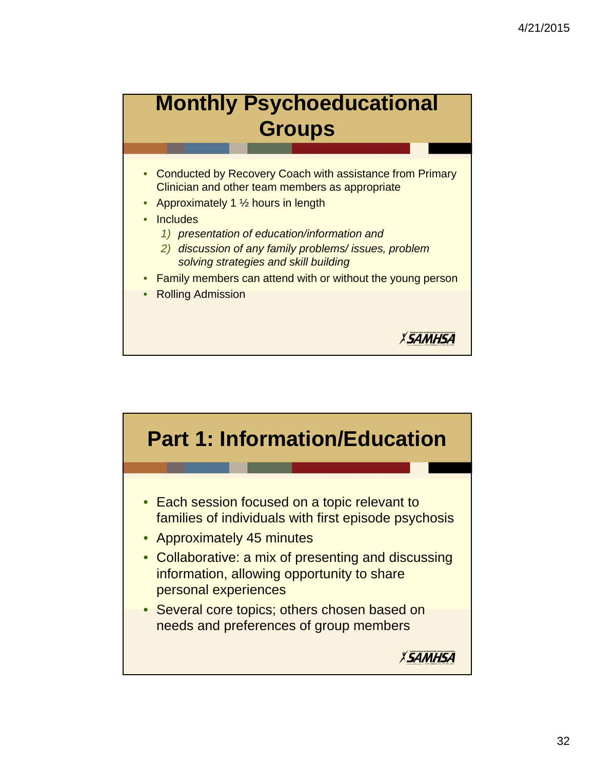## Monthly Psychoeducational Groups

- Conducted by Recovery Coach with assistance from Primary Clinician and other team members as appropriate
- Approximately 1 ½ hours in length
- Includes
  1) *presentation of education/information and*
  2) *discussion of any family problems/ issues, problem solving strategies and skill building*
- Family members can attend with or without the young person
- Rolling Admission

## Part 1: Information/Education

- Each session focused on a topic relevant to families of individuals with first episode psychosis
- Approximately 45 minutes
- Collaborative: a mix of presenting and discussing information, allowing opportunity to share personal experiences
- Several core topics; others chosen based on needs and preferences of group members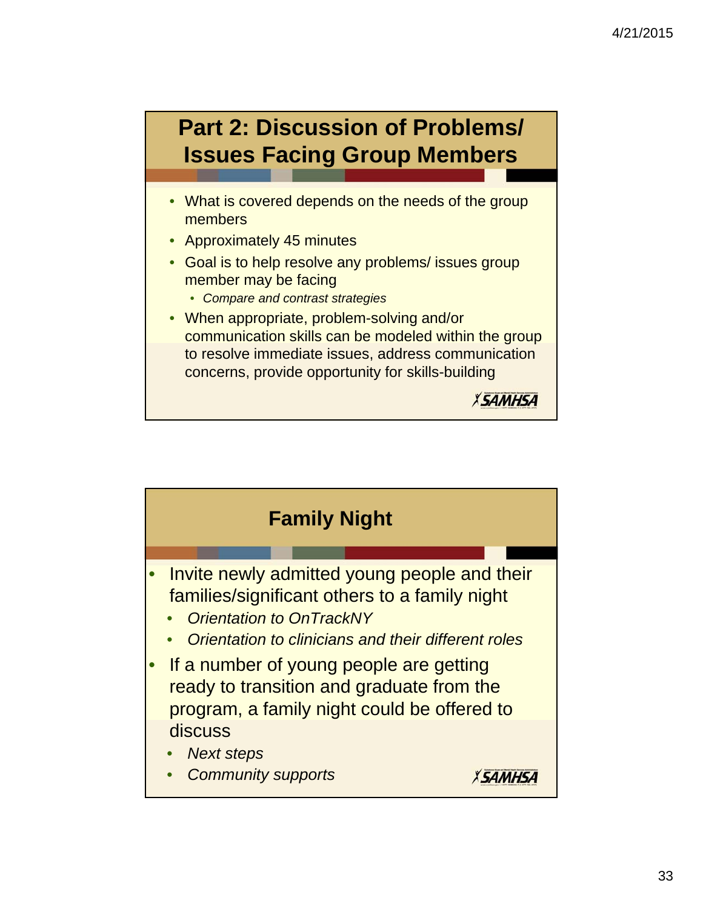## Part 2: Discussion of Problems/ Issues Facing Group Members

- What is covered depends on the needs of the group members
- Approximately 45 minutes
- Goal is to help resolve any problems/ issues group member may be facing
  - *Compare and contrast strategies*
- When appropriate, problem-solving and/or communication skills can be modeled within the group to resolve immediate issues, address communication concerns, provide opportunity for skills-building

## Family Night

- Invite newly admitted young people and their families/significant others to a family night
  - *Orientation to OnTrackNY*
  - *Orientation to clinicians and their different roles*
- If a number of young people are getting ready to transition and graduate from the program, a family night could be offered to discuss
  - *Next steps*
  - *Community supports*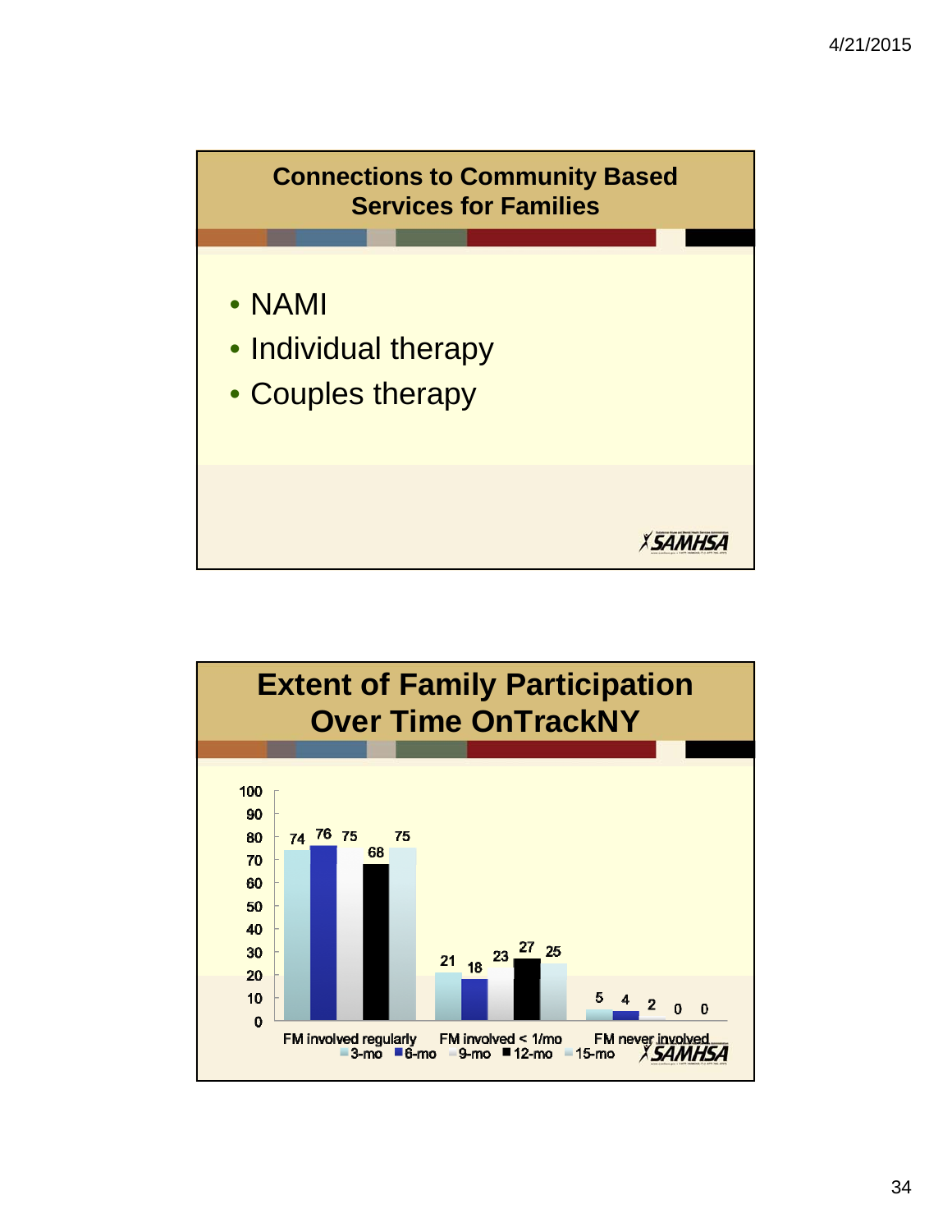## Connections to Community Based Services for Families

- NAMI
- Individual therapy
- Couples therapy

## Extent of Family Participation Over Time OnTrackNY

| | 3-mo | 6-mo | 9-mo | 12-mo | 15-mo |
|---|---|---|---|---|---|
| FM involved regularly | 74 | 76 | 75 | 68 | 75 |
| FM involved < 1/mo | 21 | 18 | 23 | 27 | 25 |
| FM never involved | 5 | 4 | 2 | 0 | 0 |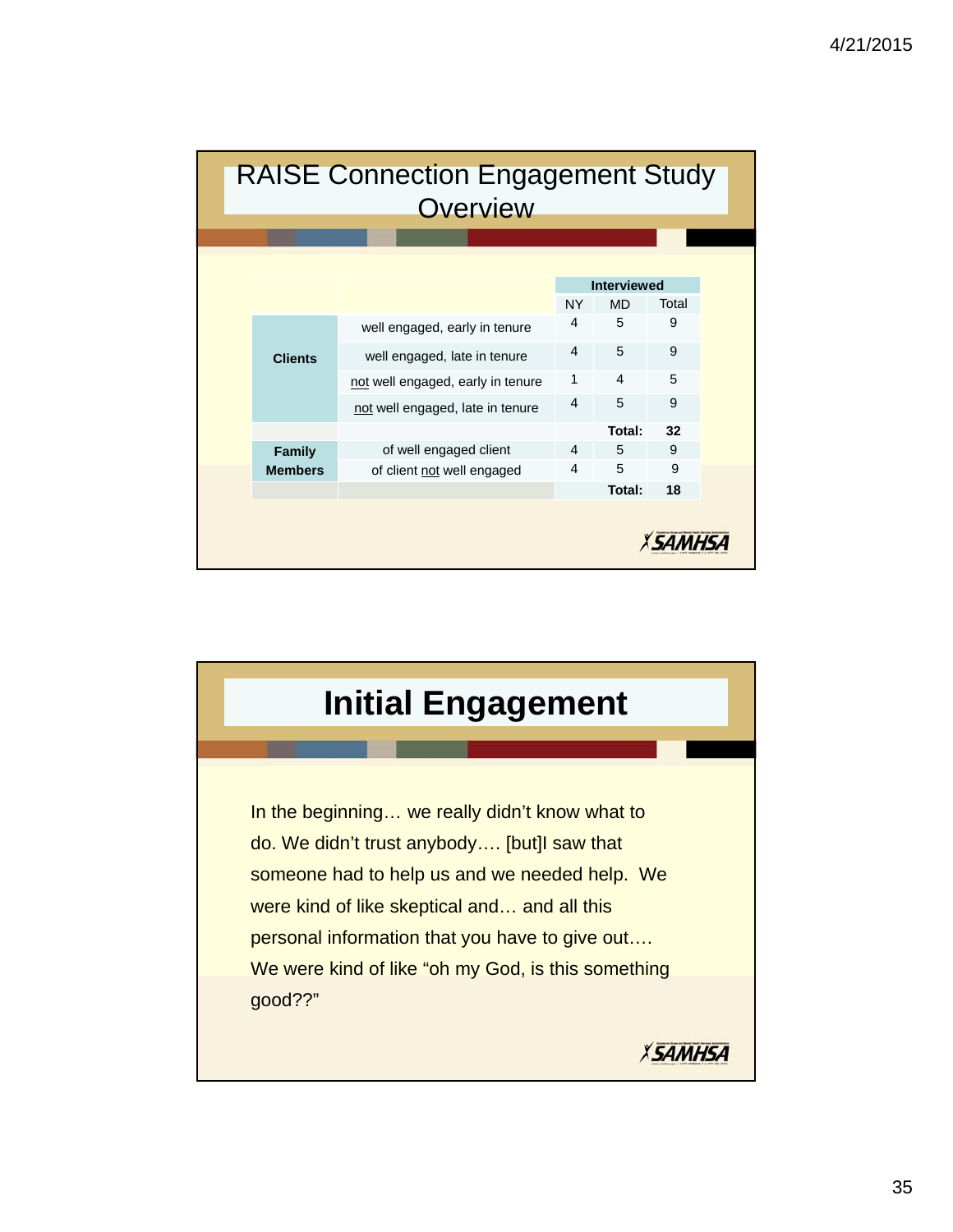# RAISE Connection Engagement Study Overview

| | | Interviewed | | |
|---|---|---|---|---|
| | | NY | MD | Total |
| Clients | well engaged, early in tenure | 4 | 5 | 9 |
| | well engaged, late in tenure | 4 | 5 | 9 |
| | not well engaged, early in tenure | 1 | 4 | 5 |
| | not well engaged, late in tenure | 4 | 5 | 9 |
| | | | **Total:** | **32** |
| **Family Members** | of well engaged client | 4 | 5 | 9 |
| | of client not well engaged | 4 | 5 | 9 |
| | | | **Total:** | **18** |

# Initial Engagement

In the beginning… we really didn't know what to do. We didn't trust anybody…. [but]I saw that someone had to help us and we needed help. We were kind of like skeptical and… and all this personal information that you have to give out…. We were kind of like "oh my God, is this something good??"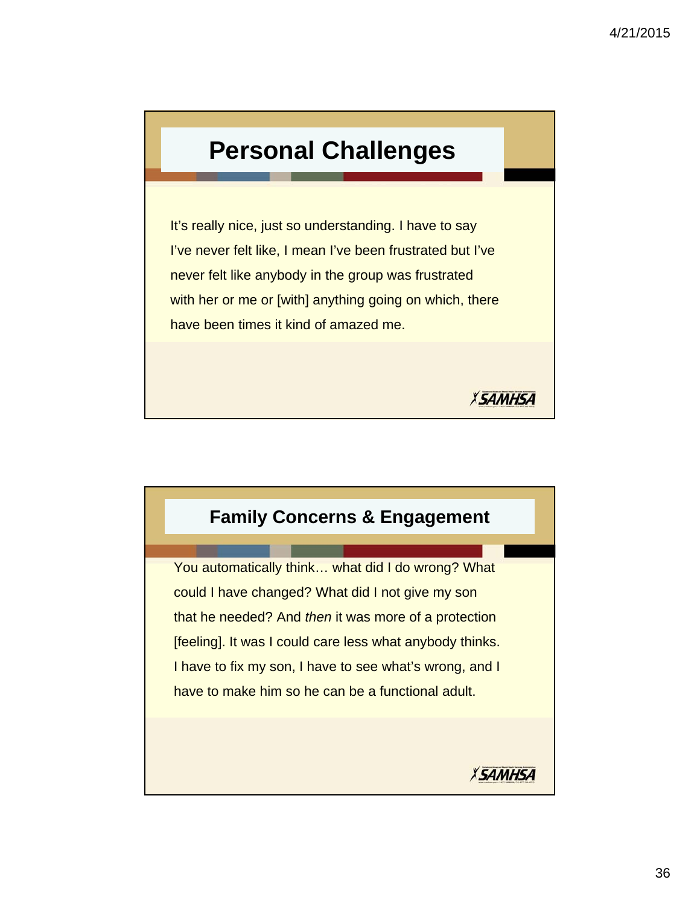## Personal Challenges

It's really nice, just so understanding. I have to say I've never felt like, I mean I've been frustrated but I've never felt like anybody in the group was frustrated with her or me or [with] anything going on which, there have been times it kind of amazed me.

## Family Concerns & Engagement

You automatically think… what did I do wrong? What could I have changed? What did I not give my son that he needed? And *then* it was more of a protection [feeling]. It was I could care less what anybody thinks. I have to fix my son, I have to see what's wrong, and I have to make him so he can be a functional adult.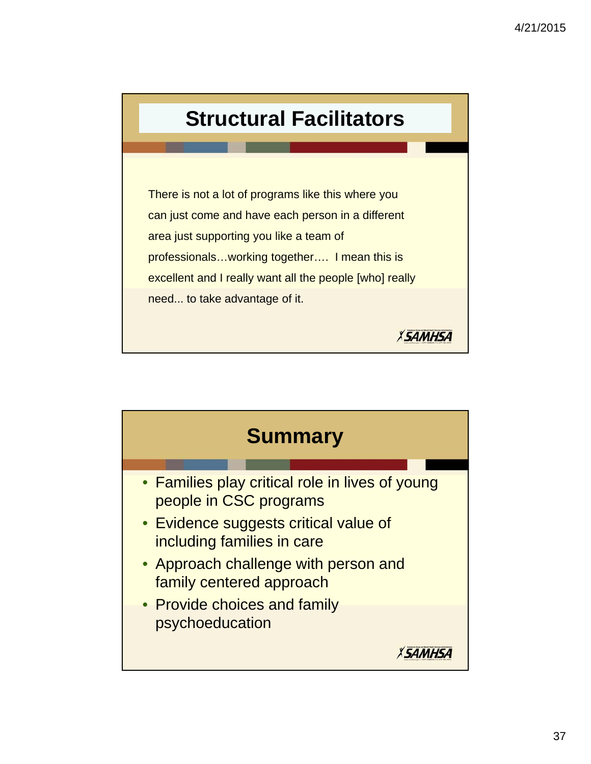## Structural Facilitators

There is not a lot of programs like this where you can just come and have each person in a different area just supporting you like a team of professionals…working together…. I mean this is excellent and I really want all the people [who] really need... to take advantage of it.

## Summary

- Families play critical role in lives of young people in CSC programs
- Evidence suggests critical value of including families in care
- Approach challenge with person and family centered approach
- Provide choices and family psychoeducation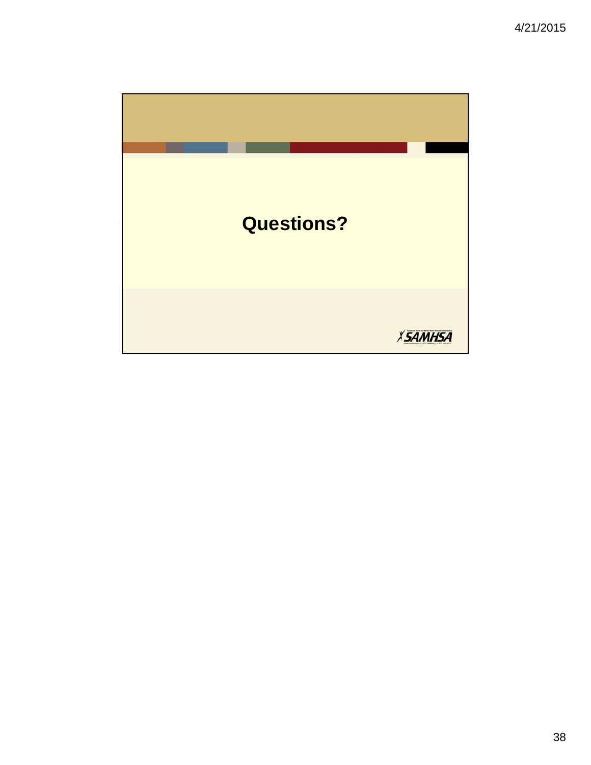# Questions?

SAMHSA